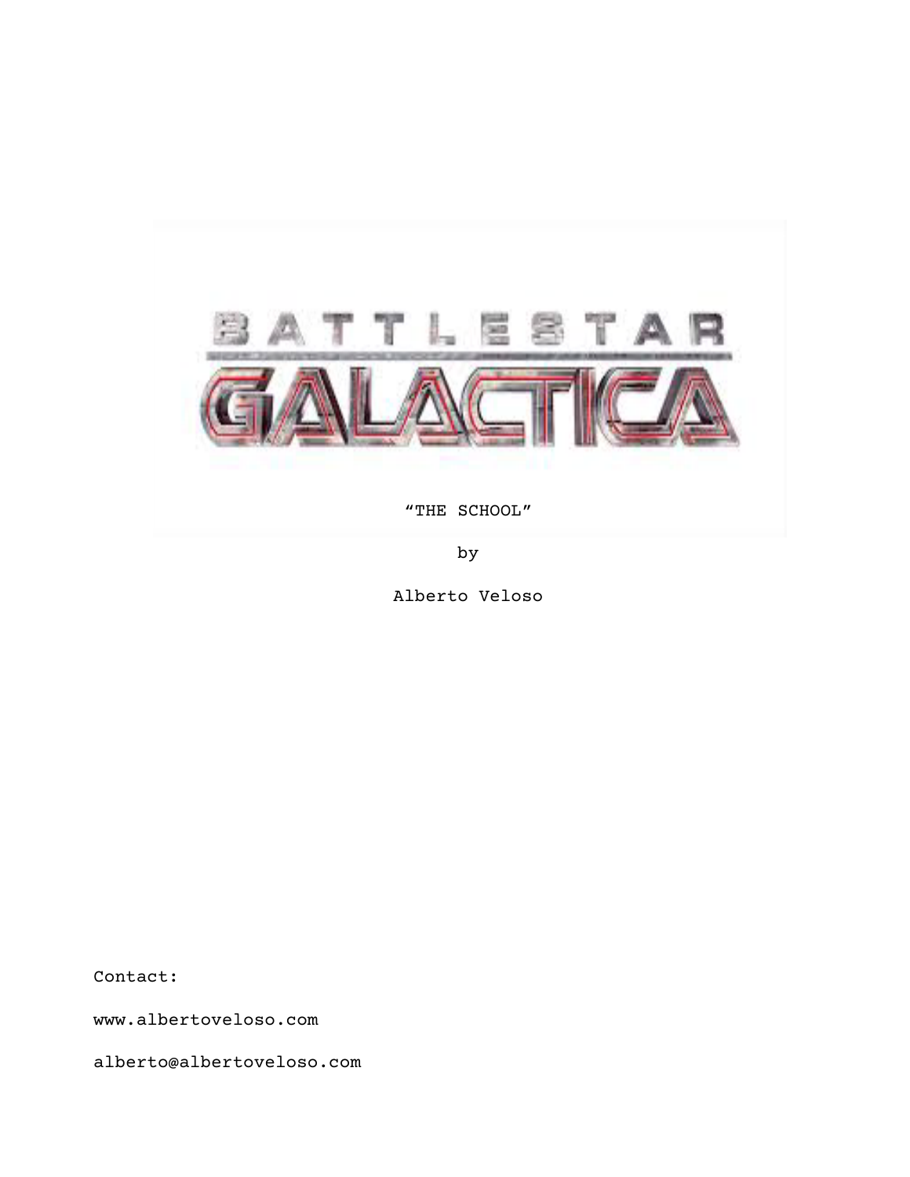# BATTLESTAR GALACTICA

"THE SCHOOL"

by

Alberto Veloso

Contact:

www.albertoveloso.com

alberto@albertoveloso.com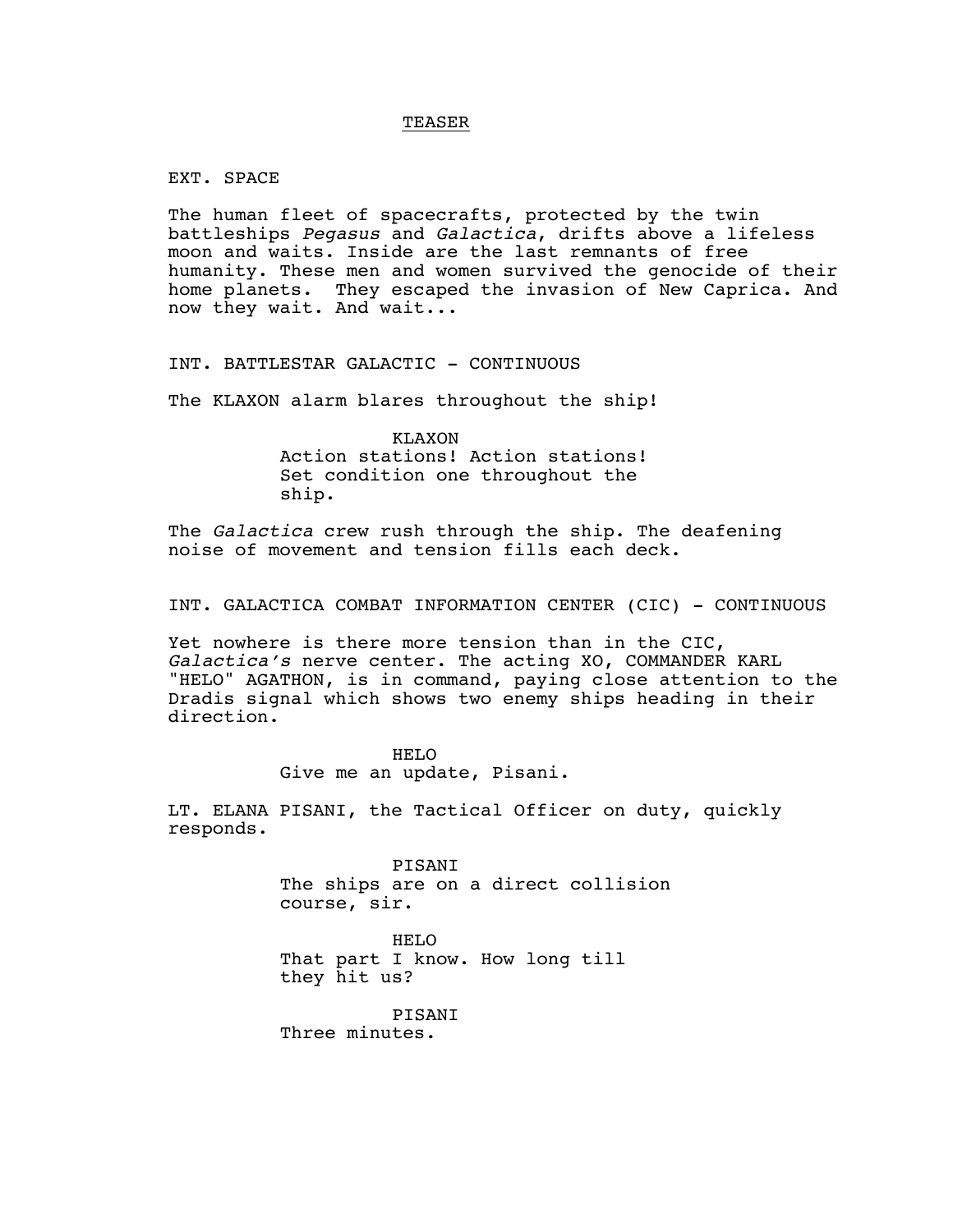<u>TEASER</u>

EXT. SPACE

The human fleet of spacecrafts, protected by the twin battleships *Pegasus* and *Galactica*, drifts above a lifeless moon and waits. Inside are the last remnants of free humanity. These men and women survived the genocide of their home planets. They escaped the invasion of New Caprica. And now they wait. And wait...

INT. BATTLESTAR GALACTIC - CONTINUOUS

The KLAXON alarm blares throughout the ship!

KLAXON
Action stations! Action stations! Set condition one throughout the ship.

The *Galactica* crew rush through the ship. The deafening noise of movement and tension fills each deck.

INT. GALACTICA COMBAT INFORMATION CENTER (CIC) - CONTINUOUS

Yet nowhere is there more tension than in the CIC, *Galactica's* nerve center. The acting XO, COMMANDER KARL "HELO" AGATHON, is in command, paying close attention to the Dradis signal which shows two enemy ships heading in their direction.

HELO
Give me an update, Pisani.

LT. ELANA PISANI, the Tactical Officer on duty, quickly responds.

PISANI
The ships are on a direct collision course, sir.

HELO
That part I know. How long till they hit us?

PISANI
Three minutes.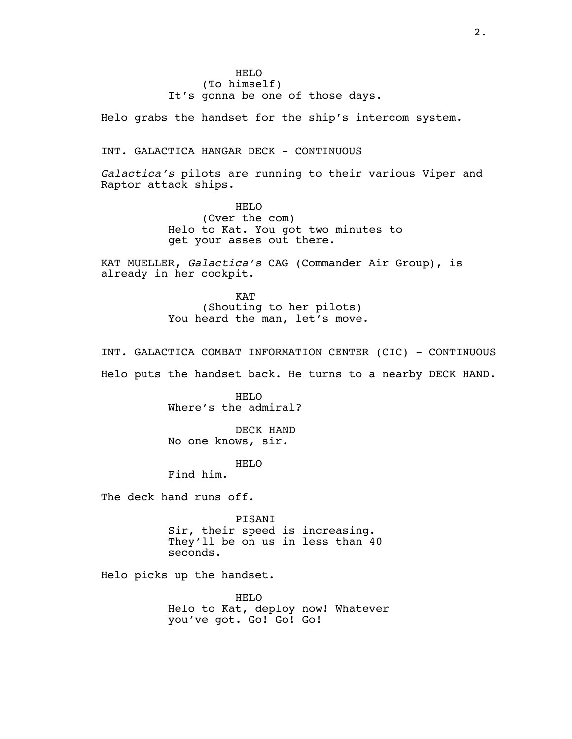HELO
(To himself)
It's gonna be one of those days.

Helo grabs the handset for the ship's intercom system.

INT. GALACTICA HANGAR DECK - CONTINUOUS

*Galactica's* pilots are running to their various Viper and Raptor attack ships.

HELO
(Over the com)
Helo to Kat. You got two minutes to get your asses out there.

KAT MUELLER, *Galactica's* CAG (Commander Air Group), is already in her cockpit.

KAT
(Shouting to her pilots)
You heard the man, let's move.

INT. GALACTICA COMBAT INFORMATION CENTER (CIC) - CONTINUOUS

Helo puts the handset back. He turns to a nearby DECK HAND.

HELO
Where's the admiral?

DECK HAND
No one knows, sir.

HELO
Find him.

The deck hand runs off.

PISANI
Sir, their speed is increasing. They'll be on us in less than 40 seconds.

Helo picks up the handset.

HELO
Helo to Kat, deploy now! Whatever you've got. Go! Go! Go!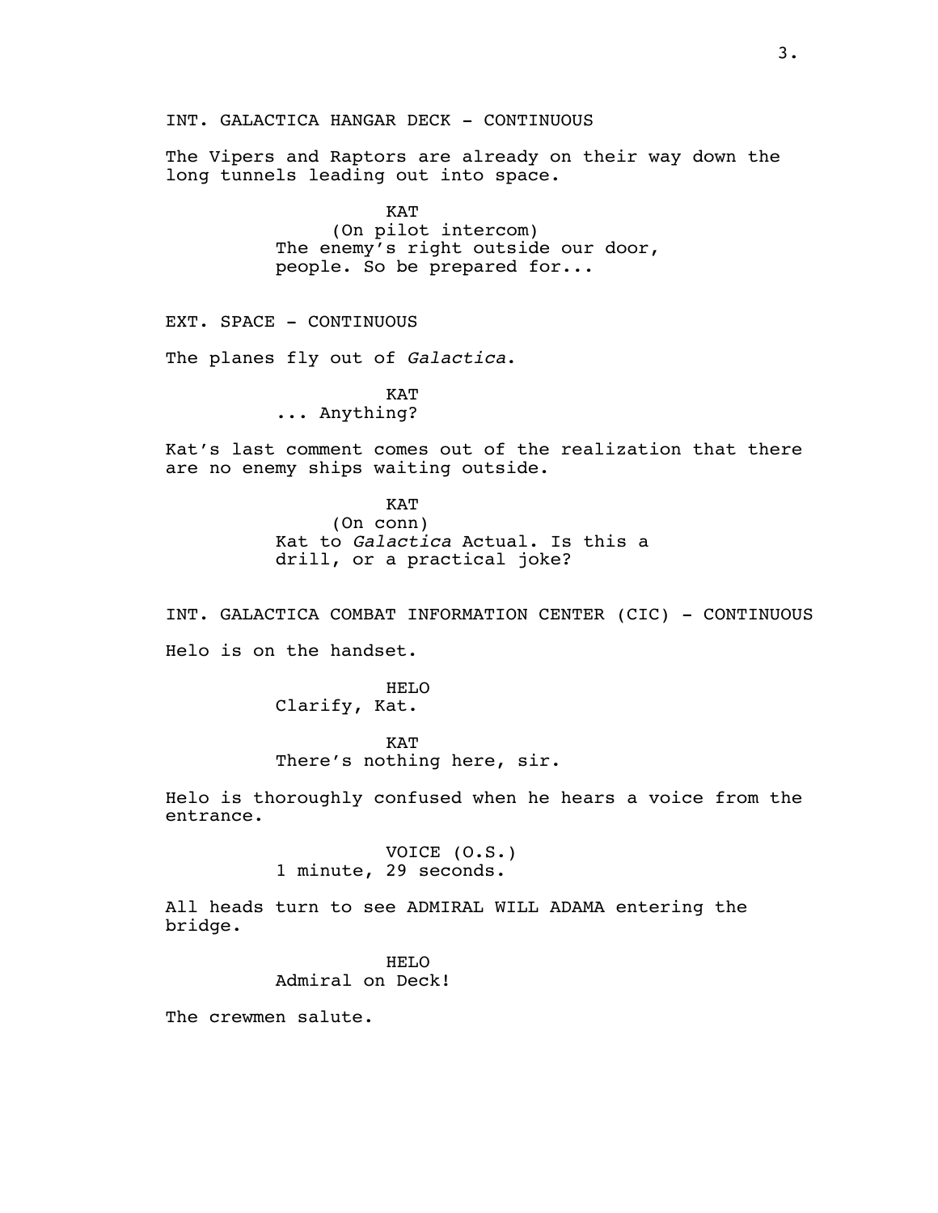INT. GALACTICA HANGAR DECK - CONTINUOUS

The Vipers and Raptors are already on their way down the long tunnels leading out into space.

KAT
(On pilot intercom)
The enemy's right outside our door, people. So be prepared for...

EXT. SPACE - CONTINUOUS

The planes fly out of *Galactica*.

KAT
... Anything?

Kat's last comment comes out of the realization that there are no enemy ships waiting outside.

KAT
(On conn)
Kat to *Galactica* Actual. Is this a drill, or a practical joke?

INT. GALACTICA COMBAT INFORMATION CENTER (CIC) - CONTINUOUS

Helo is on the handset.

HELO
Clarify, Kat.

KAT
There's nothing here, sir.

Helo is thoroughly confused when he hears a voice from the entrance.

VOICE (O.S.)
1 minute, 29 seconds.

All heads turn to see ADMIRAL WILL ADAMA entering the bridge.

HELO
Admiral on Deck!

The crewmen salute.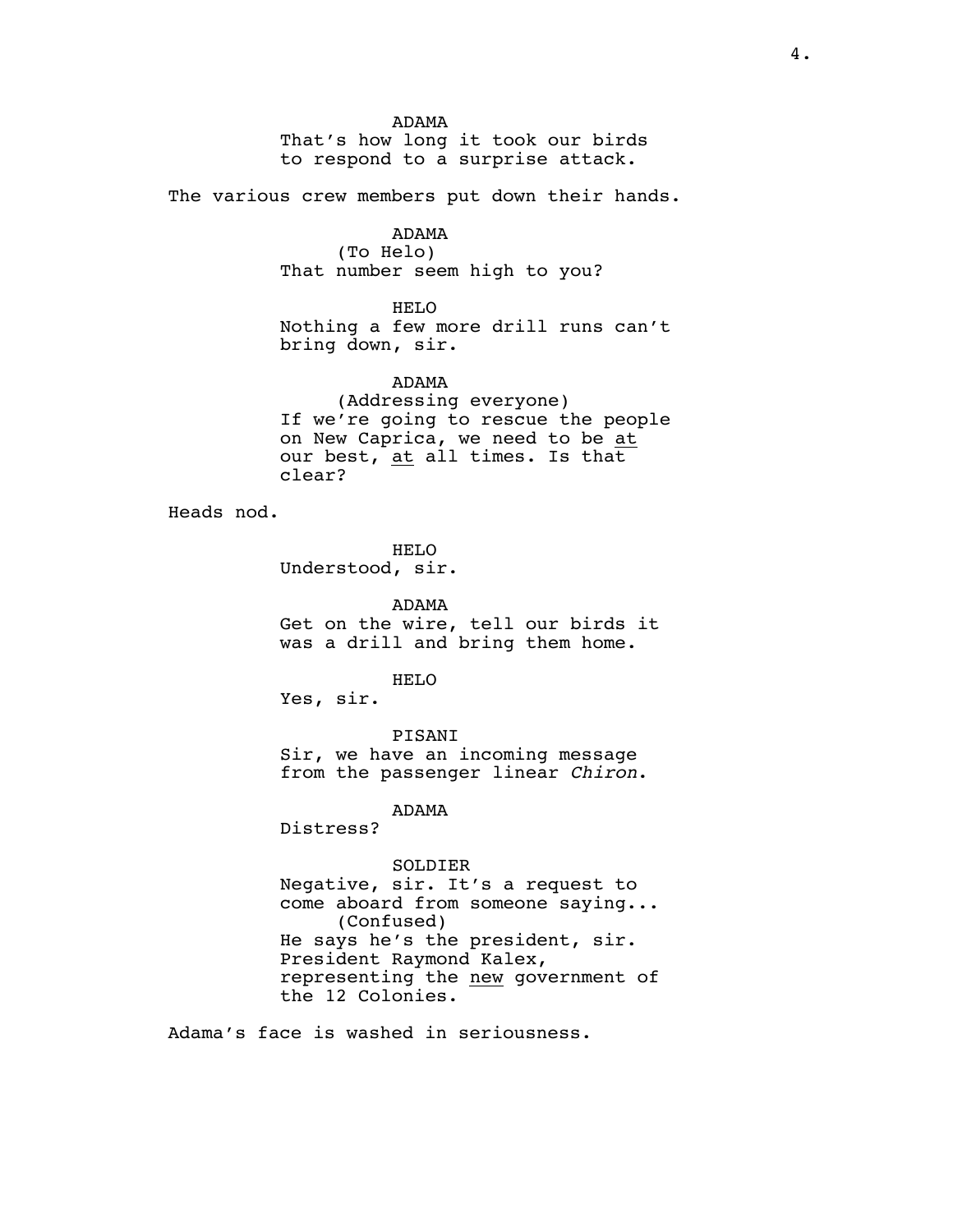ADAMA
That's how long it took our birds to respond to a surprise attack.

The various crew members put down their hands.

ADAMA
(To Helo)
That number seem high to you?

HELO
Nothing a few more drill runs can't bring down, sir.

ADAMA
(Addressing everyone)
If we're going to rescue the people on New Caprica, we need to be <u>at</u> our best, <u>at</u> all times. Is that clear?

Heads nod.

HELO
Understood, sir.

ADAMA
Get on the wire, tell our birds it was a drill and bring them home.

HELO
Yes, sir.

PISANI
Sir, we have an incoming message from the passenger linear *Chiron*.

ADAMA
Distress?

SOLDIER
Negative, sir. It's a request to come aboard from someone saying...
(Confused)
He says he's the president, sir. President Raymond Kalex, representing the <u>new</u> government of the 12 Colonies.

Adama's face is washed in seriousness.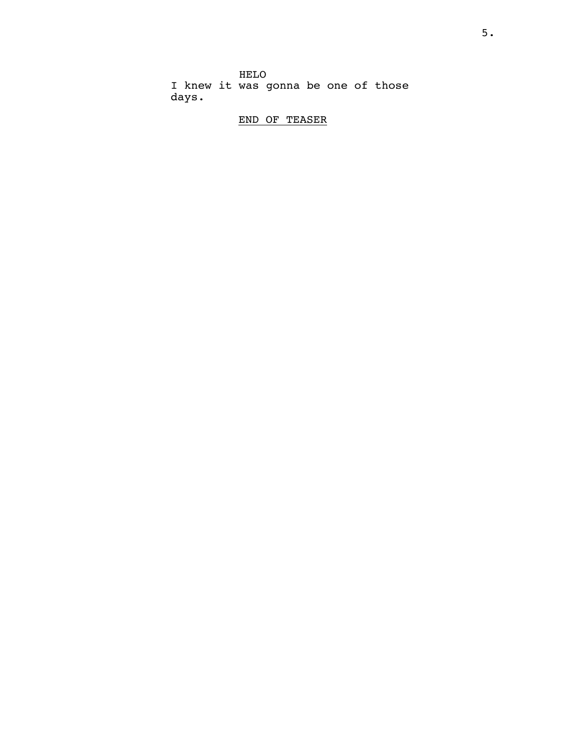HELO

I knew it was gonna be one of those days.

<u>END OF TEASER</u>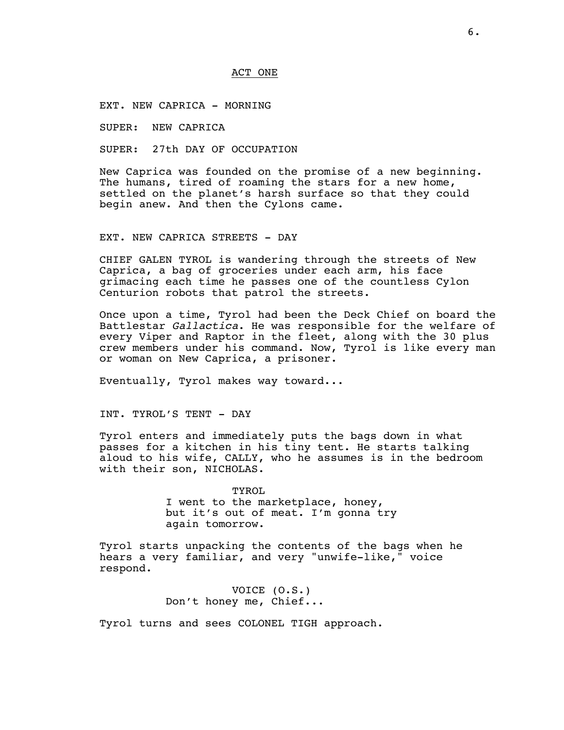## ACT ONE

EXT. NEW CAPRICA - MORNING

SUPER: NEW CAPRICA

SUPER: 27th DAY OF OCCUPATION

New Caprica was founded on the promise of a new beginning. The humans, tired of roaming the stars for a new home, settled on the planet's harsh surface so that they could begin anew. And then the Cylons came.

EXT. NEW CAPRICA STREETS - DAY

CHIEF GALEN TYROL is wandering through the streets of New Caprica, a bag of groceries under each arm, his face grimacing each time he passes one of the countless Cylon Centurion robots that patrol the streets.

Once upon a time, Tyrol had been the Deck Chief on board the Battlestar *Gallactica*. He was responsible for the welfare of every Viper and Raptor in the fleet, along with the 30 plus crew members under his command. Now, Tyrol is like every man or woman on New Caprica, a prisoner.

Eventually, Tyrol makes way toward...

INT. TYROL'S TENT - DAY

Tyrol enters and immediately puts the bags down in what passes for a kitchen in his tiny tent. He starts talking aloud to his wife, CALLY, who he assumes is in the bedroom with their son, NICHOLAS.

TYROL
I went to the marketplace, honey, but it's out of meat. I'm gonna try again tomorrow.

Tyrol starts unpacking the contents of the bags when he hears a very familiar, and very "unwife-like," voice respond.

VOICE (O.S.)
Don't honey me, Chief...

Tyrol turns and sees COLONEL TIGH approach.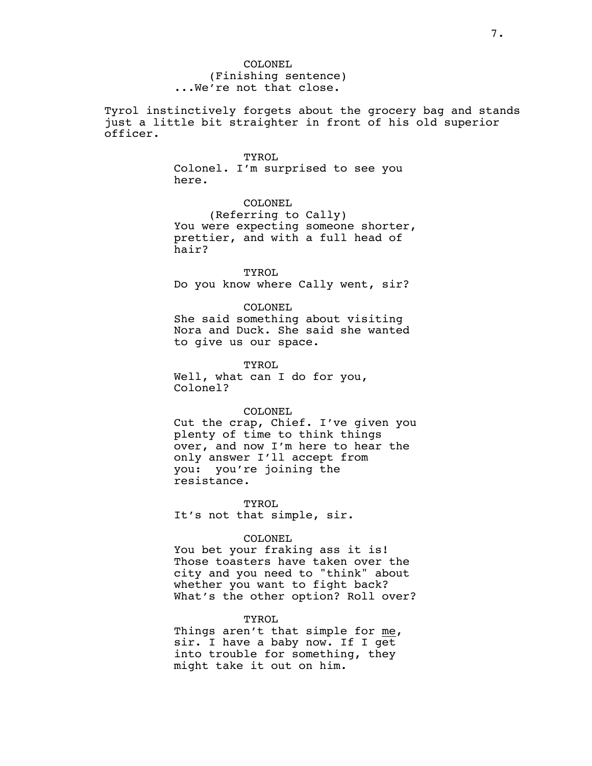COLONEL
(Finishing sentence)
...We're not that close.

Tyrol instinctively forgets about the grocery bag and stands just a little bit straighter in front of his old superior officer.

TYROL
Colonel. I'm surprised to see you here.

COLONEL
(Referring to Cally)
You were expecting someone shorter, prettier, and with a full head of hair?

TYROL
Do you know where Cally went, sir?

COLONEL
She said something about visiting Nora and Duck. She said she wanted to give us our space.

TYROL
Well, what can I do for you, Colonel?

COLONEL
Cut the crap, Chief. I've given you plenty of time to think things over, and now I'm here to hear the only answer I'll accept from you: you're joining the resistance.

TYROL
It's not that simple, sir.

COLONEL
You bet your fraking ass it is! Those toasters have taken over the city and you need to "think" about whether you want to fight back? What's the other option? Roll over?

TYROL
Things aren't that simple for <u>me</u>, sir. I have a baby now. If I get into trouble for something, they might take it out on him.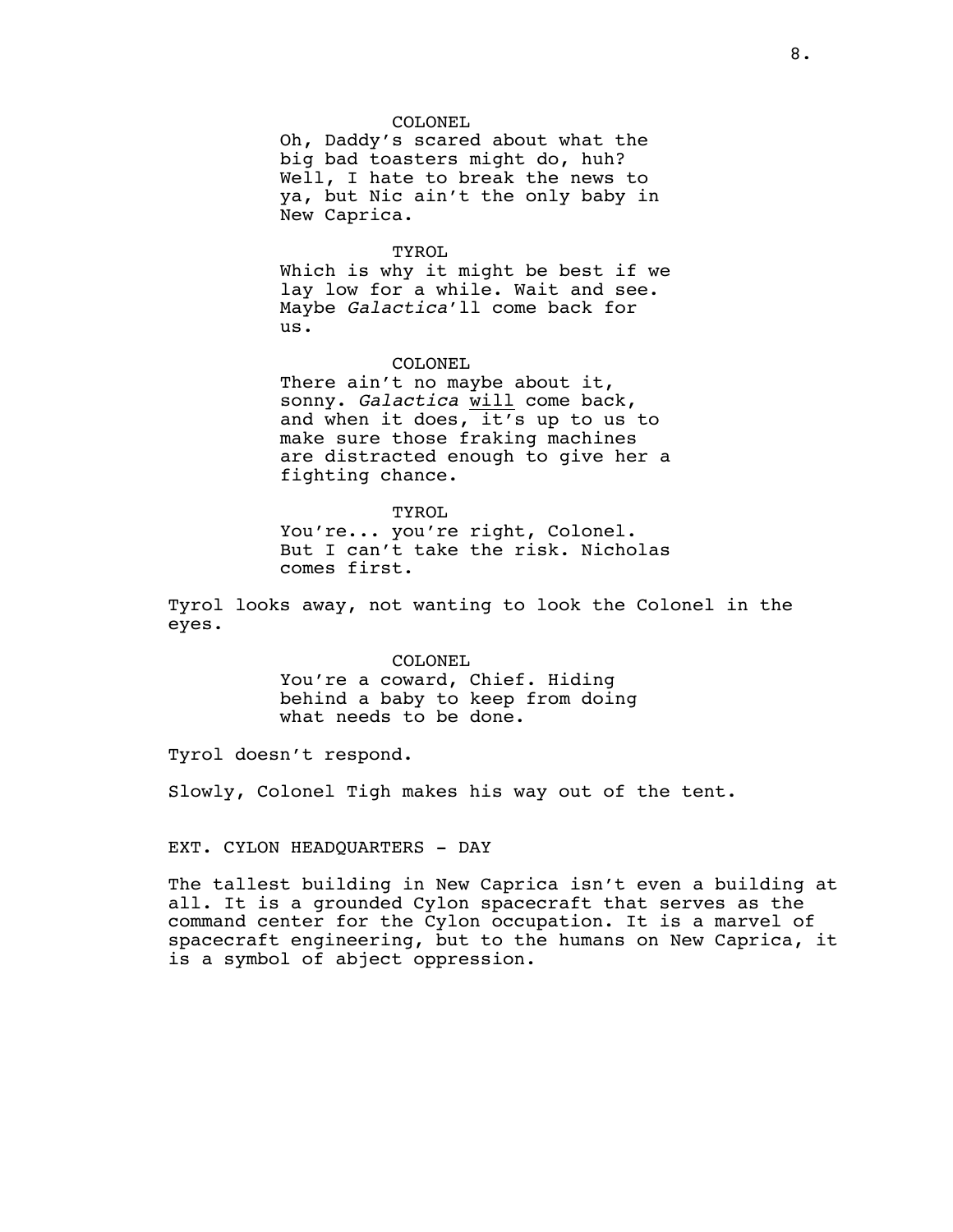COLONEL

Oh, Daddy's scared about what the big bad toasters might do, huh? Well, I hate to break the news to ya, but Nic ain't the only baby in New Caprica.

TYROL

Which is why it might be best if we lay low for a while. Wait and see. Maybe *Galactica*'ll come back for us.

COLONEL

There ain't no maybe about it, sonny. *Galactica* <u>will</u> come back, and when it does, it's up to us to make sure those fraking machines are distracted enough to give her a fighting chance.

TYROL

You're... you're right, Colonel. But I can't take the risk. Nicholas comes first.

Tyrol looks away, not wanting to look the Colonel in the eyes.

COLONEL

You're a coward, Chief. Hiding behind a baby to keep from doing what needs to be done.

Tyrol doesn't respond.

Slowly, Colonel Tigh makes his way out of the tent.

EXT. CYLON HEADQUARTERS - DAY

The tallest building in New Caprica isn't even a building at all. It is a grounded Cylon spacecraft that serves as the command center for the Cylon occupation. It is a marvel of spacecraft engineering, but to the humans on New Caprica, it is a symbol of abject oppression.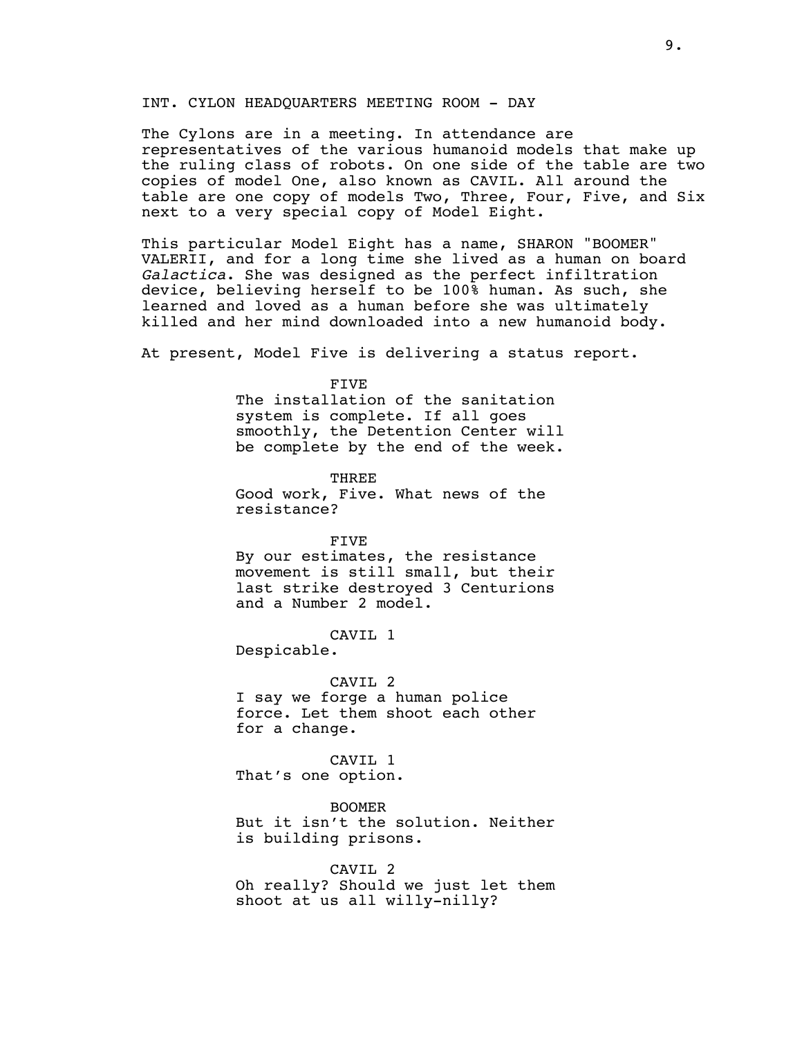INT. CYLON HEADQUARTERS MEETING ROOM - DAY

The Cylons are in a meeting. In attendance are representatives of the various humanoid models that make up the ruling class of robots. On one side of the table are two copies of model One, also known as CAVIL. All around the table are one copy of models Two, Three, Four, Five, and Six next to a very special copy of Model Eight.

This particular Model Eight has a name, SHARON "BOOMER" VALERII, and for a long time she lived as a human on board *Galactica*. She was designed as the perfect infiltration device, believing herself to be 100% human. As such, she learned and loved as a human before she was ultimately killed and her mind downloaded into a new humanoid body.

At present, Model Five is delivering a status report.

FIVE
The installation of the sanitation system is complete. If all goes smoothly, the Detention Center will be complete by the end of the week.

THREE
Good work, Five. What news of the resistance?

FIVE
By our estimates, the resistance movement is still small, but their last strike destroyed 3 Centurions and a Number 2 model.

CAVIL 1
Despicable.

CAVIL 2
I say we forge a human police force. Let them shoot each other for a change.

CAVIL 1
That's one option.

BOOMER
But it isn't the solution. Neither is building prisons.

CAVIL 2
Oh really? Should we just let them shoot at us all willy-nilly?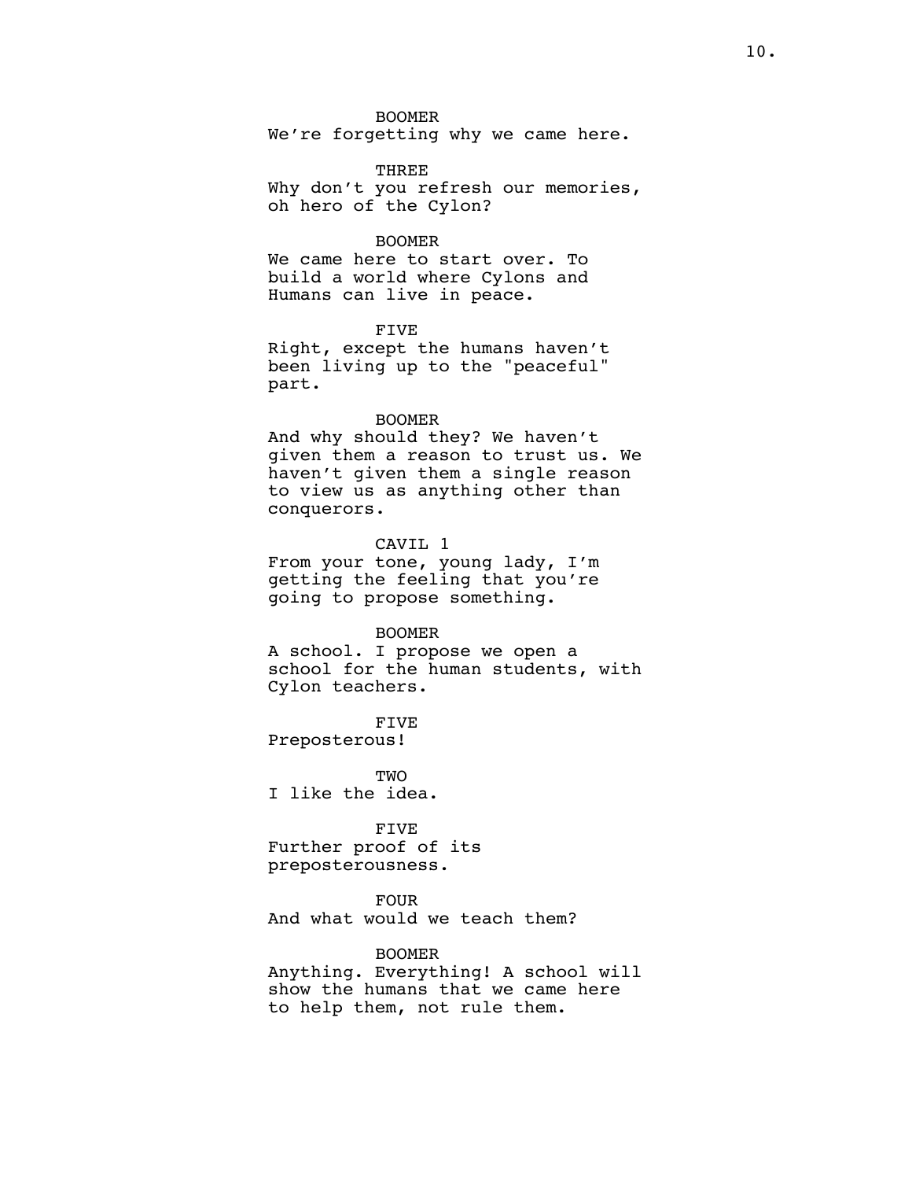BOOMER
We're forgetting why we came here.

THREE
Why don't you refresh our memories, oh hero of the Cylon?

BOOMER
We came here to start over. To build a world where Cylons and Humans can live in peace.

FIVE
Right, except the humans haven't been living up to the "peaceful" part.

BOOMER
And why should they? We haven't given them a reason to trust us. We haven't given them a single reason to view us as anything other than conquerors.

CAVIL 1
From your tone, young lady, I'm getting the feeling that you're going to propose something.

BOOMER
A school. I propose we open a school for the human students, with Cylon teachers.

FIVE
Preposterous!

TWO
I like the idea.

FIVE
Further proof of its preposterousness.

FOUR
And what would we teach them?

BOOMER
Anything. Everything! A school will show the humans that we came here to help them, not rule them.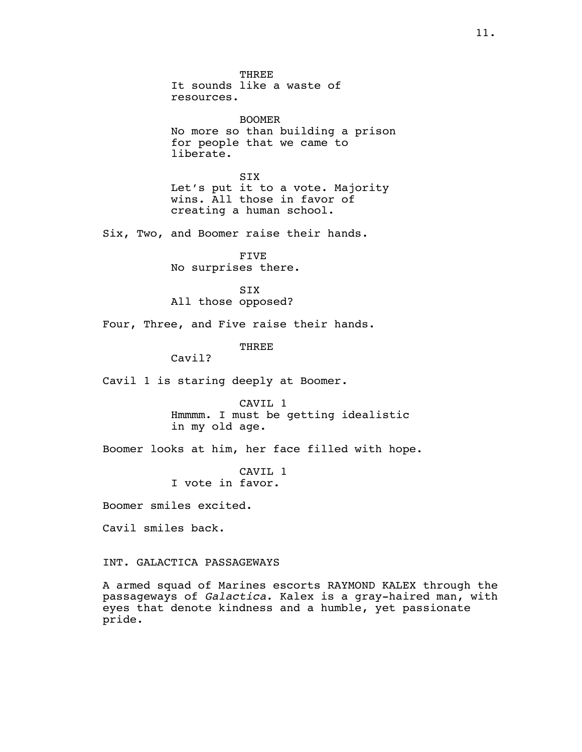THREE
It sounds like a waste of resources.

BOOMER
No more so than building a prison for people that we came to liberate.

SIX
Let's put it to a vote. Majority wins. All those in favor of creating a human school.

Six, Two, and Boomer raise their hands.

FIVE
No surprises there.

SIX
All those opposed?

Four, Three, and Five raise their hands.

THREE
Cavil?

Cavil 1 is staring deeply at Boomer.

CAVIL 1
Hmmmm. I must be getting idealistic in my old age.

Boomer looks at him, her face filled with hope.

CAVIL 1
I vote in favor.

Boomer smiles excited.

Cavil smiles back.

INT. GALACTICA PASSAGEWAYS

A armed squad of Marines escorts RAYMOND KALEX through the passageways of *Galactica*. Kalex is a gray-haired man, with eyes that denote kindness and a humble, yet passionate pride.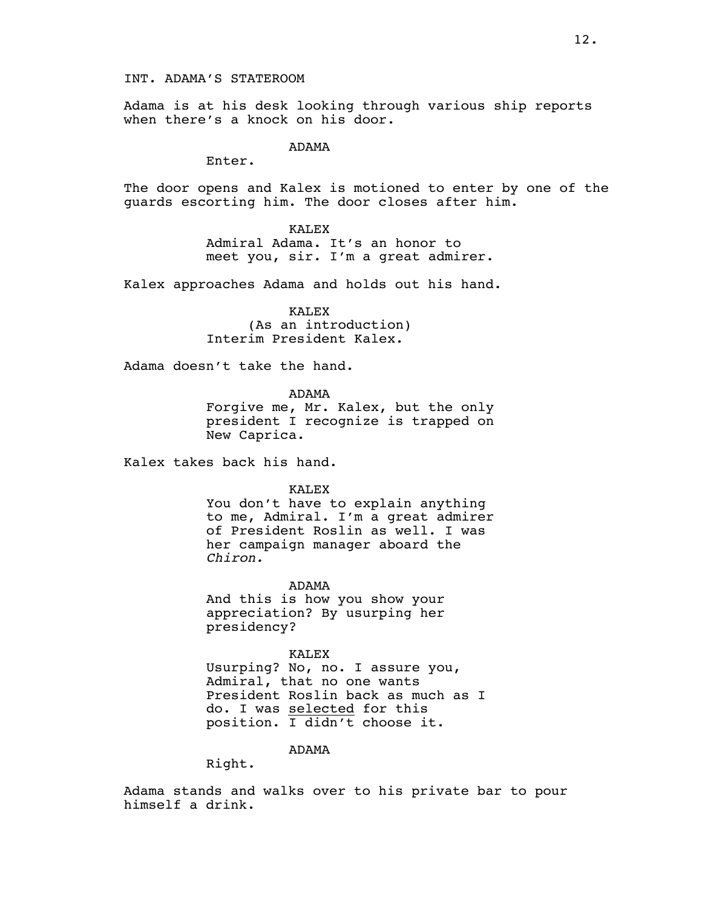INT. ADAMA'S STATEROOM

Adama is at his desk looking through various ship reports when there's a knock on his door.

ADAMA

Enter.

The door opens and Kalex is motioned to enter by one of the guards escorting him. The door closes after him.

KALEX

Admiral Adama. It's an honor to meet you, sir. I'm a great admirer.

Kalex approaches Adama and holds out his hand.

KALEX

(As an introduction)

Interim President Kalex.

Adama doesn't take the hand.

ADAMA

Forgive me, Mr. Kalex, but the only president I recognize is trapped on New Caprica.

Kalex takes back his hand.

KALEX

You don't have to explain anything to me, Admiral. I'm a great admirer of President Roslin as well. I was her campaign manager aboard the *Chiron.*

ADAMA

And this is how you show your appreciation? By usurping her presidency?

KALEX

Usurping? No, no. I assure you, Admiral, that no one wants President Roslin back as much as I do. I was <u>selected</u> for this position. I didn't choose it.

ADAMA

Right.

Adama stands and walks over to his private bar to pour himself a drink.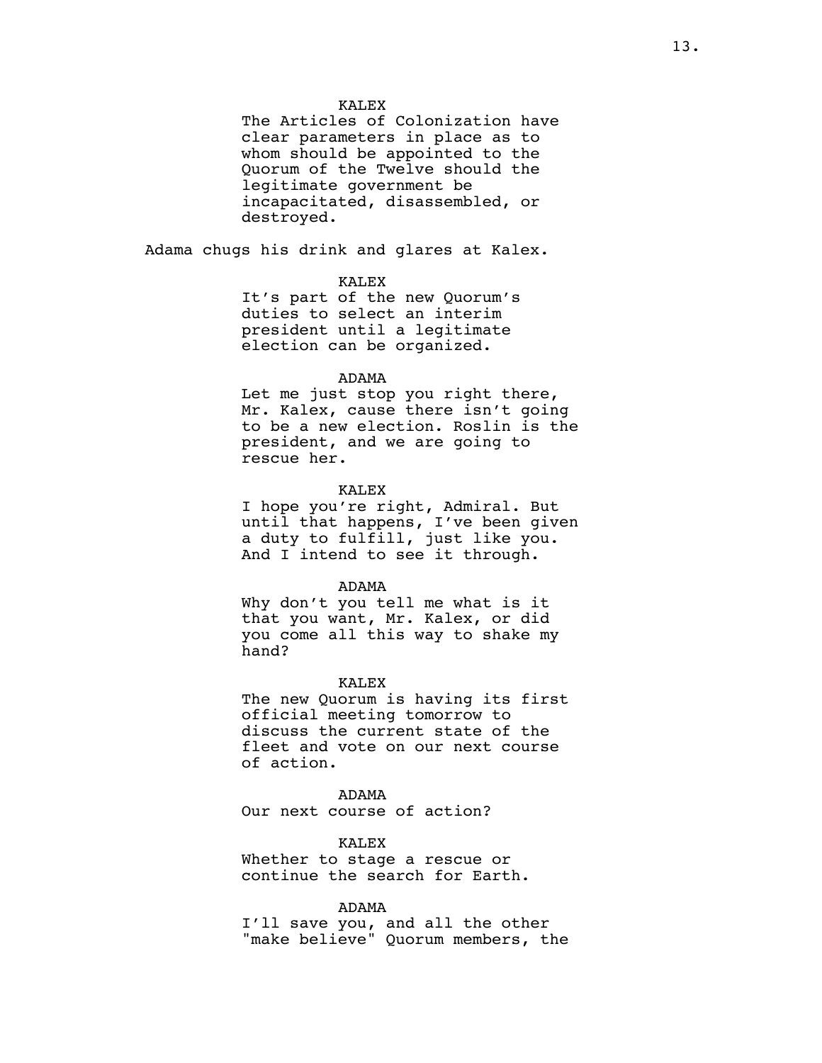KALEX
The Articles of Colonization have clear parameters in place as to whom should be appointed to the Quorum of the Twelve should the legitimate government be incapacitated, disassembled, or destroyed.

Adama chugs his drink and glares at Kalex.

KALEX
It's part of the new Quorum's duties to select an interim president until a legitimate election can be organized.

ADAMA
Let me just stop you right there, Mr. Kalex, cause there isn't going to be a new election. Roslin is the president, and we are going to rescue her.

KALEX
I hope you're right, Admiral. But until that happens, I've been given a duty to fulfill, just like you. And I intend to see it through.

ADAMA
Why don't you tell me what is it that you want, Mr. Kalex, or did you come all this way to shake my hand?

KALEX
The new Quorum is having its first official meeting tomorrow to discuss the current state of the fleet and vote on our next course of action.

ADAMA
Our next course of action?

KALEX
Whether to stage a rescue or continue the search for Earth.

ADAMA
I'll save you, and all the other "make believe" Quorum members, the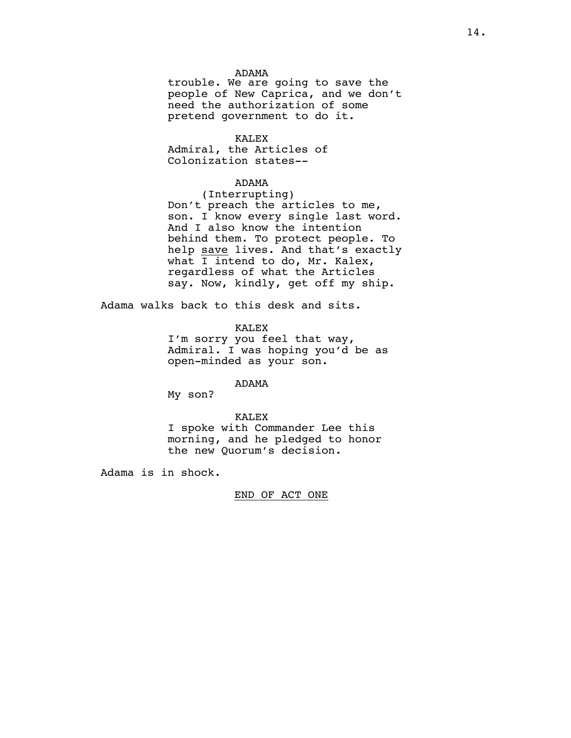ADAMA

trouble. We are going to save the people of New Caprica, and we don't need the authorization of some pretend government to do it.

KALEX

Admiral, the Articles of Colonization states--

ADAMA

(Interrupting)

Don't preach the articles to me, son. I know every single last word. And I also know the intention behind them. To protect people. To help <u>save</u> lives. And that's exactly what I intend to do, Mr. Kalex, regardless of what the Articles say. Now, kindly, get off my ship.

Adama walks back to this desk and sits.

KALEX

I'm sorry you feel that way, Admiral. I was hoping you'd be as open-minded as your son.

ADAMA

My son?

KALEX

I spoke with Commander Lee this morning, and he pledged to honor the new Quorum's decision.

Adama is in shock.

<u>END OF ACT ONE</u>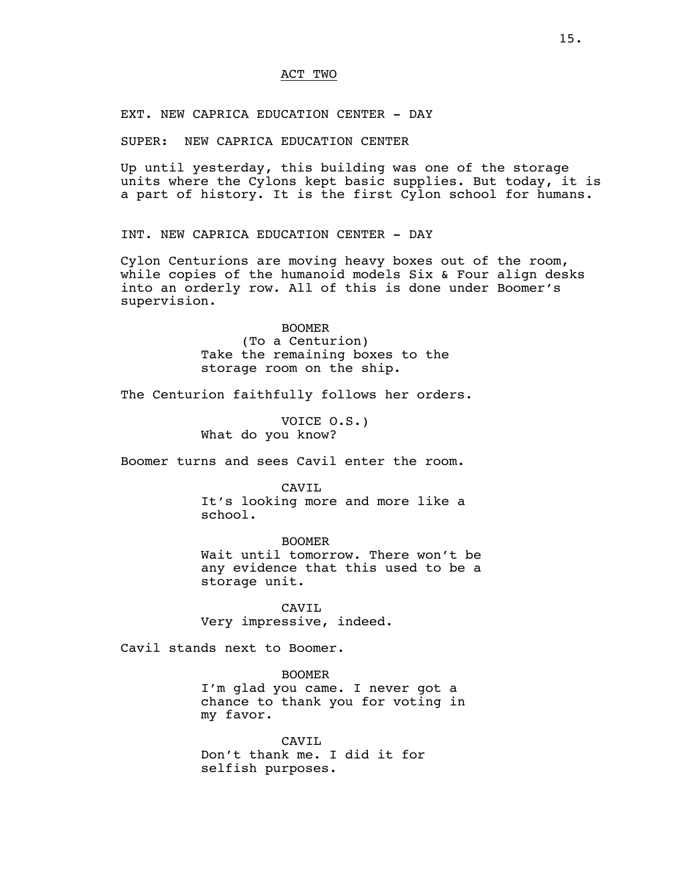ACT TWO

EXT. NEW CAPRICA EDUCATION CENTER - DAY

SUPER: NEW CAPRICA EDUCATION CENTER

Up until yesterday, this building was one of the storage units where the Cylons kept basic supplies. But today, it is a part of history. It is the first Cylon school for humans.

INT. NEW CAPRICA EDUCATION CENTER - DAY

Cylon Centurions are moving heavy boxes out of the room, while copies of the humanoid models Six & Four align desks into an orderly row. All of this is done under Boomer's supervision.

BOOMER
(To a Centurion)
Take the remaining boxes to the storage room on the ship.

The Centurion faithfully follows her orders.

VOICE O.S.)
What do you know?

Boomer turns and sees Cavil enter the room.

CAVIL
It's looking more and more like a school.

BOOMER
Wait until tomorrow. There won't be any evidence that this used to be a storage unit.

CAVIL
Very impressive, indeed.

Cavil stands next to Boomer.

BOOMER
I'm glad you came. I never got a chance to thank you for voting in my favor.

CAVIL
Don't thank me. I did it for selfish purposes.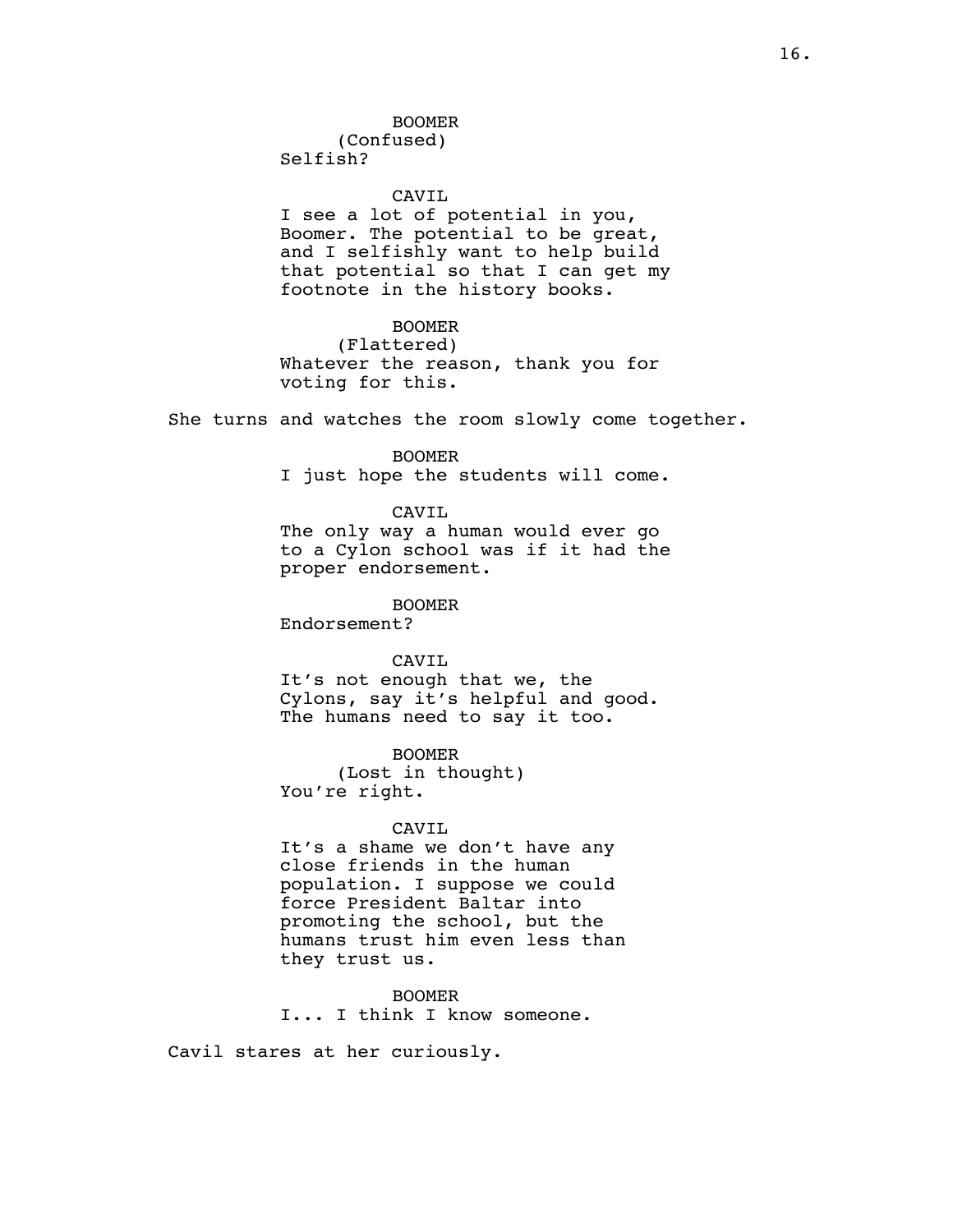BOOMER
(Confused)
Selfish?

CAVIL
I see a lot of potential in you, Boomer. The potential to be great, and I selfishly want to help build that potential so that I can get my footnote in the history books.

BOOMER
(Flattered)
Whatever the reason, thank you for voting for this.

She turns and watches the room slowly come together.

BOOMER
I just hope the students will come.

CAVIL
The only way a human would ever go to a Cylon school was if it had the proper endorsement.

BOOMER
Endorsement?

CAVIL
It's not enough that we, the Cylons, say it's helpful and good. The humans need to say it too.

BOOMER
(Lost in thought)
You're right.

CAVIL
It's a shame we don't have any close friends in the human population. I suppose we could force President Baltar into promoting the school, but the humans trust him even less than they trust us.

BOOMER
I... I think I know someone.

Cavil stares at her curiously.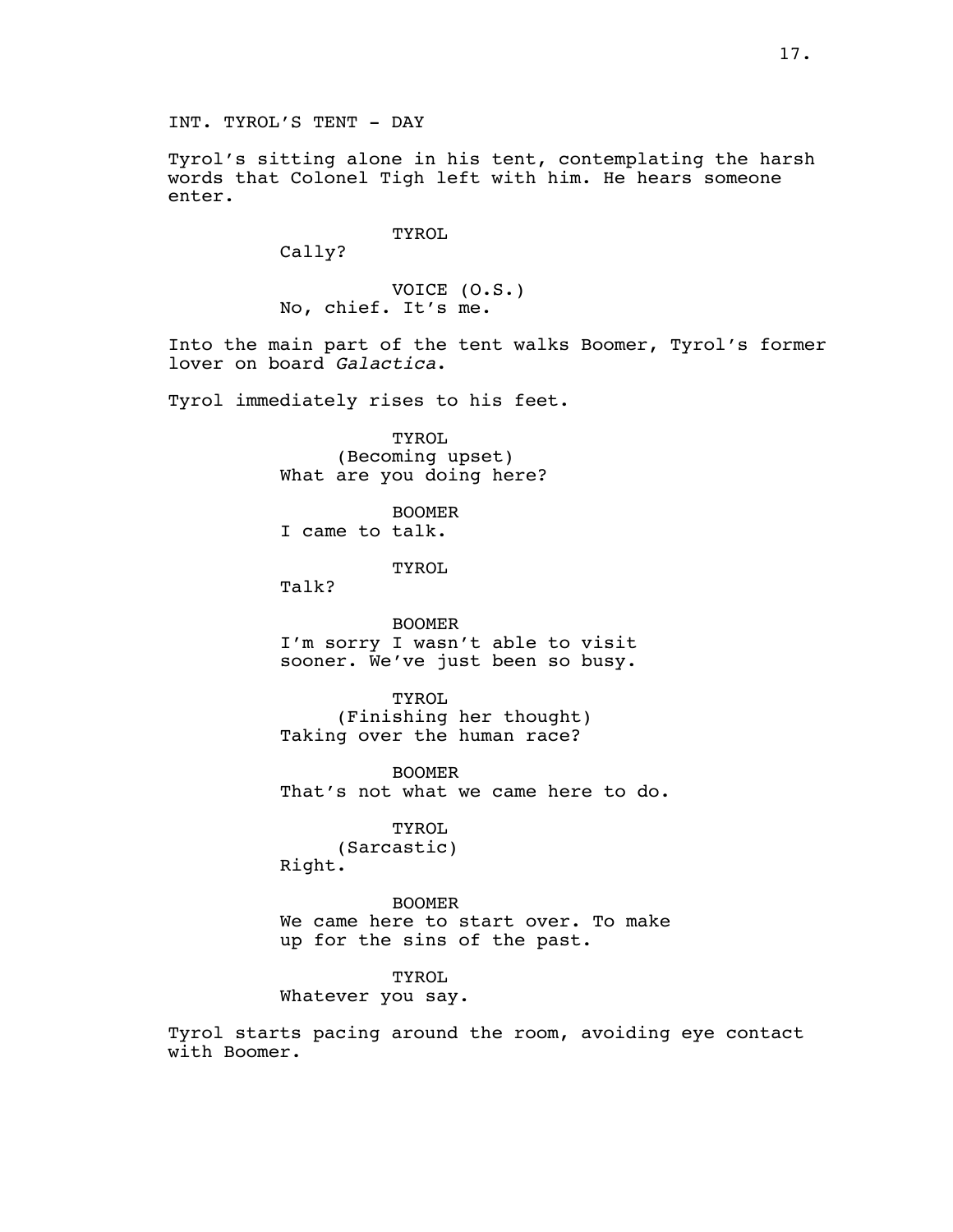INT. TYROL'S TENT - DAY

Tyrol's sitting alone in his tent, contemplating the harsh words that Colonel Tigh left with him. He hears someone enter.

TYROL
Cally?

VOICE (O.S.)
No, chief. It's me.

Into the main part of the tent walks Boomer, Tyrol's former lover on board *Galactica*.

Tyrol immediately rises to his feet.

TYROL
(Becoming upset)
What are you doing here?

BOOMER
I came to talk.

TYROL
Talk?

BOOMER
I'm sorry I wasn't able to visit sooner. We've just been so busy.

TYROL
(Finishing her thought)
Taking over the human race?

BOOMER
That's not what we came here to do.

TYROL
(Sarcastic)
Right.

BOOMER
We came here to start over. To make up for the sins of the past.

TYROL
Whatever you say.

Tyrol starts pacing around the room, avoiding eye contact with Boomer.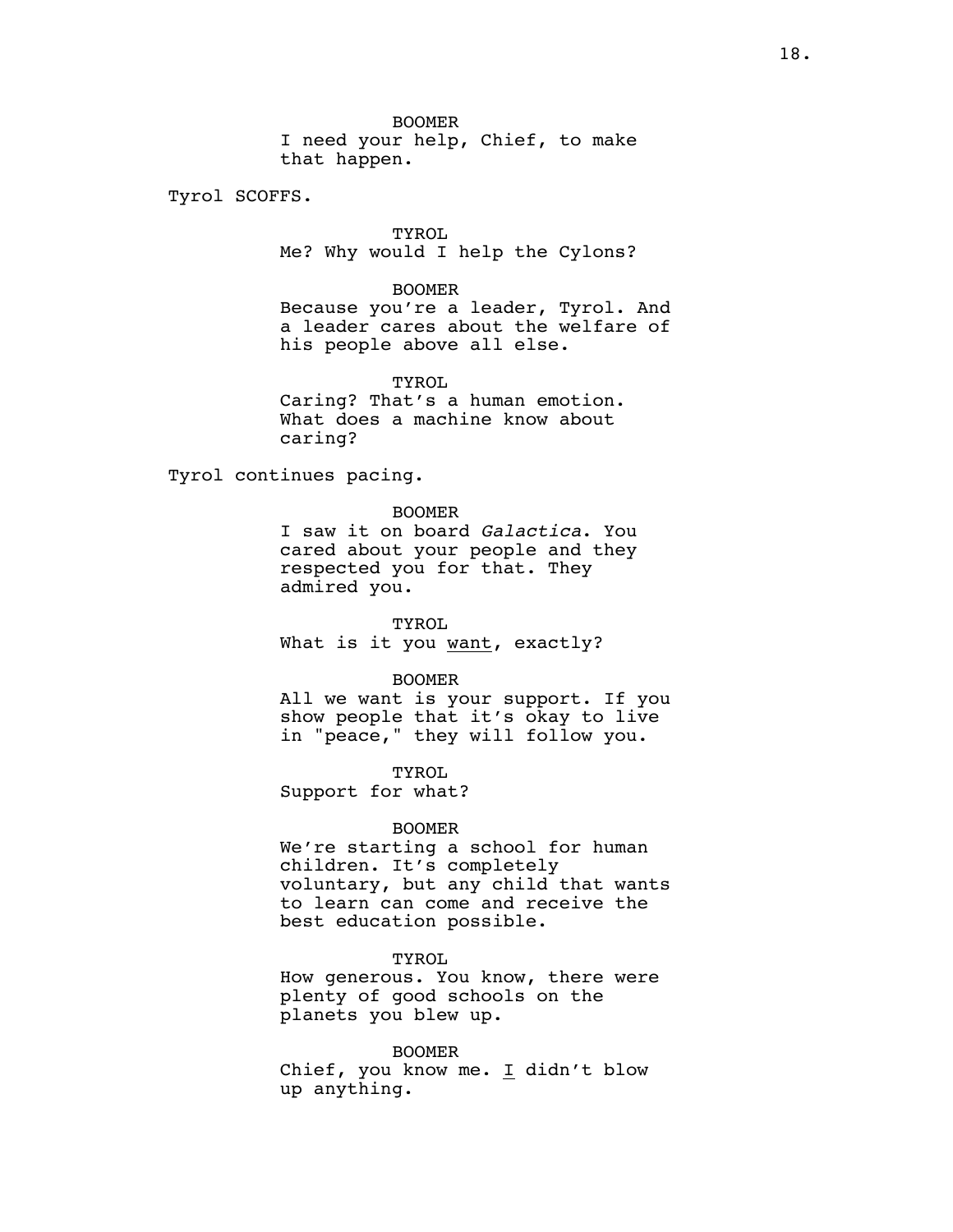BOOMER
I need your help, Chief, to make that happen.

Tyrol SCOFFS.

TYROL
Me? Why would I help the Cylons?

BOOMER
Because you're a leader, Tyrol. And a leader cares about the welfare of his people above all else.

TYROL
Caring? That's a human emotion. What does a machine know about caring?

Tyrol continues pacing.

BOOMER
I saw it on board *Galactica*. You cared about your people and they respected you for that. They admired you.

TYROL
What is it you <u>want</u>, exactly?

BOOMER
All we want is your support. If you show people that it's okay to live in "peace," they will follow you.

TYROL
Support for what?

BOOMER
We're starting a school for human children. It's completely voluntary, but any child that wants to learn can come and receive the best education possible.

TYROL
How generous. You know, there were plenty of good schools on the planets you blew up.

BOOMER
Chief, you know me. <u>I</u> didn't blow up anything.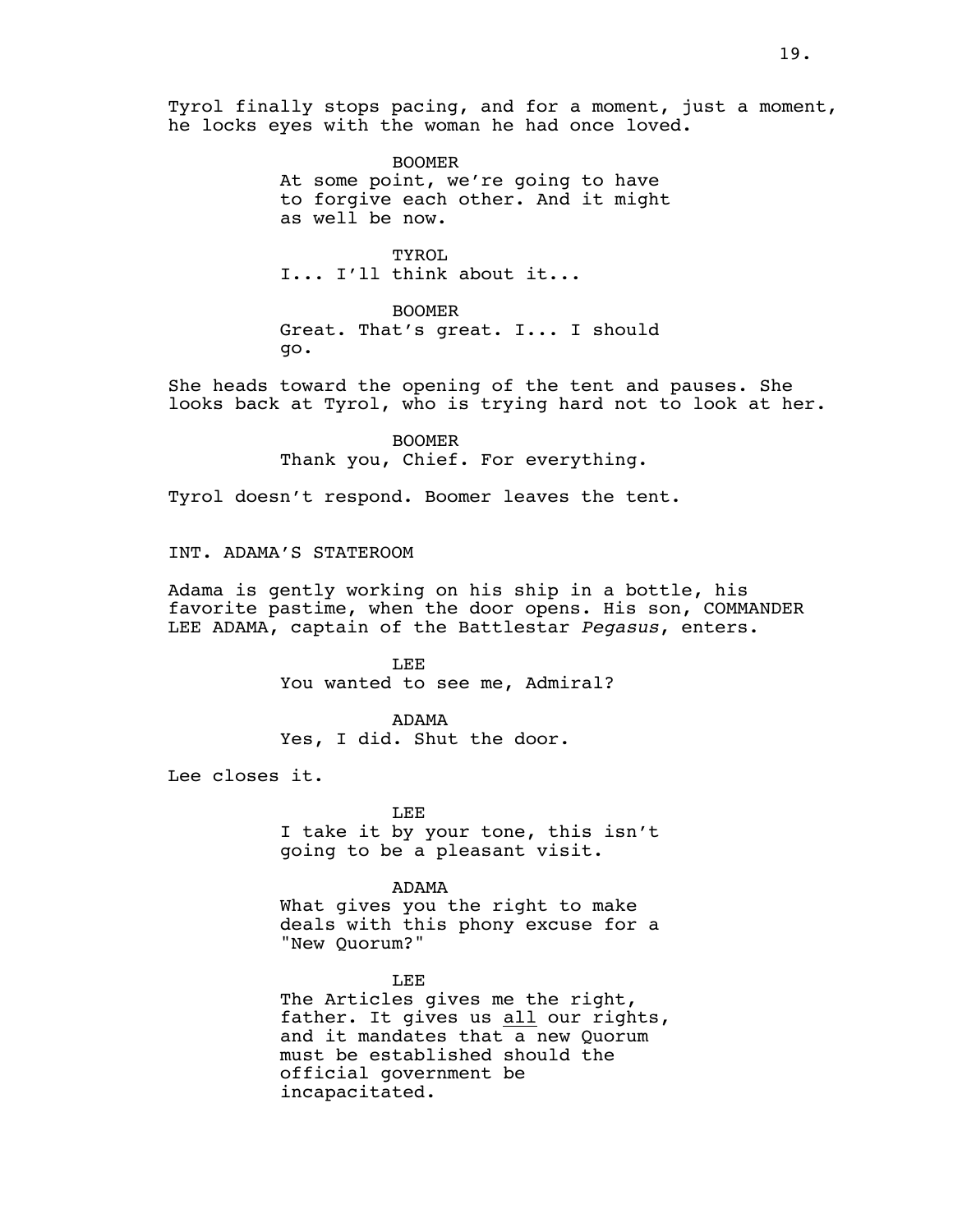Tyrol finally stops pacing, and for a moment, just a moment, he locks eyes with the woman he had once loved.

BOOMER
At some point, we're going to have to forgive each other. And it might as well be now.

TYROL
I... I'll think about it...

BOOMER
Great. That's great. I... I should go.

She heads toward the opening of the tent and pauses. She looks back at Tyrol, who is trying hard not to look at her.

BOOMER
Thank you, Chief. For everything.

Tyrol doesn't respond. Boomer leaves the tent.

INT. ADAMA'S STATEROOM

Adama is gently working on his ship in a bottle, his favorite pastime, when the door opens. His son, COMMANDER LEE ADAMA, captain of the Battlestar *Pegasus*, enters.

LEE
You wanted to see me, Admiral?

ADAMA
Yes, I did. Shut the door.

Lee closes it.

LEE
I take it by your tone, this isn't going to be a pleasant visit.

ADAMA
What gives you the right to make deals with this phony excuse for a "New Quorum?"

LEE
The Articles gives me the right, father. It gives us <u>all</u> our rights, and it mandates that a new Quorum must be established should the official government be incapacitated.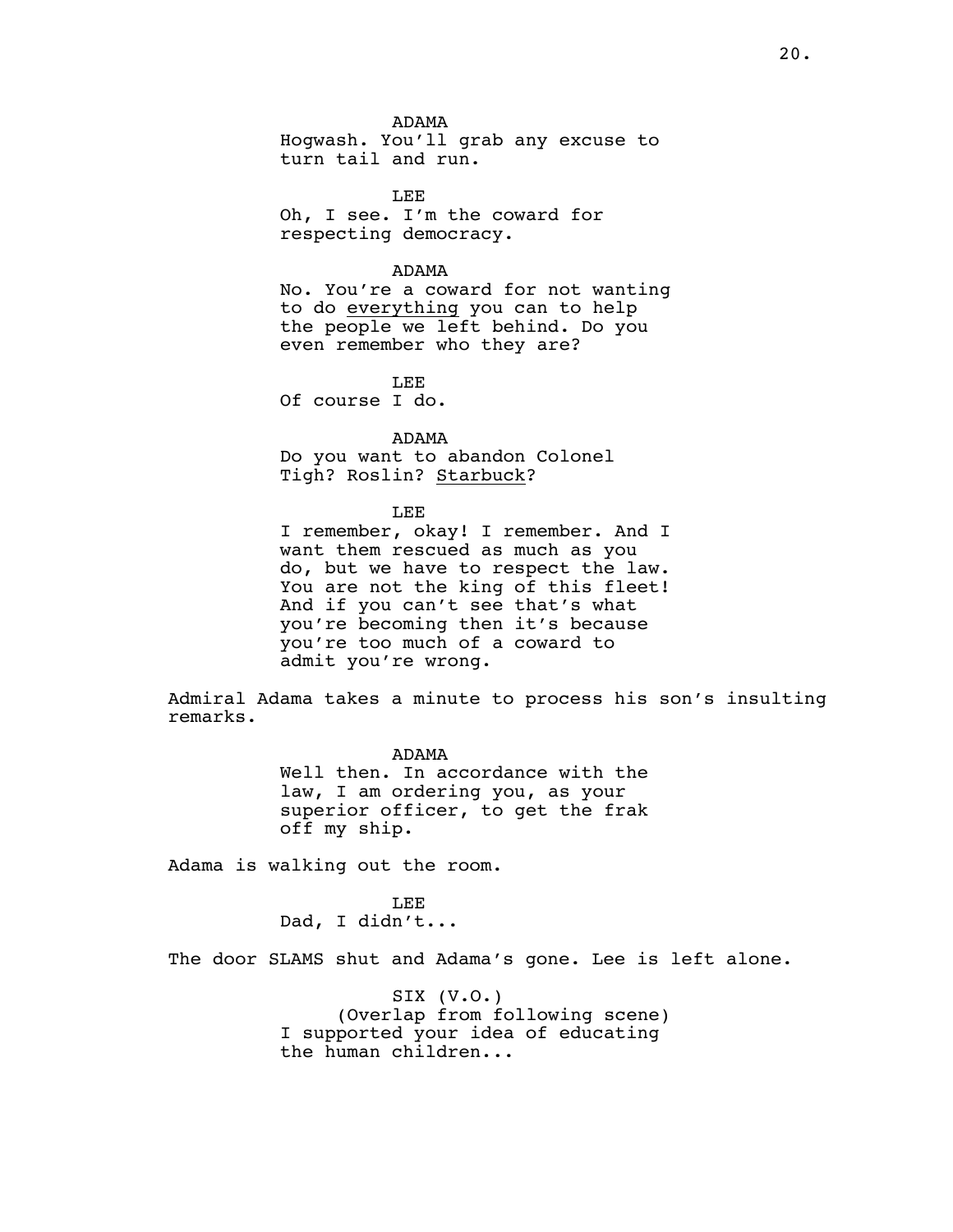ADAMA
Hogwash. You'll grab any excuse to turn tail and run.

LEE
Oh, I see. I'm the coward for respecting democracy.

ADAMA
No. You're a coward for not wanting to do <u>everything</u> you can to help the people we left behind. Do you even remember who they are?

LEE
Of course I do.

ADAMA
Do you want to abandon Colonel Tigh? Roslin? <u>Starbuck</u>?

LEE
I remember, okay! I remember. And I want them rescued as much as you do, but we have to respect the law. You are not the king of this fleet! And if you can't see that's what you're becoming then it's because you're too much of a coward to admit you're wrong.

Admiral Adama takes a minute to process his son's insulting remarks.

ADAMA
Well then. In accordance with the law, I am ordering you, as your superior officer, to get the frak off my ship.

Adama is walking out the room.

LEE
Dad, I didn't...

The door SLAMS shut and Adama's gone. Lee is left alone.

SIX (V.O.)
(Overlap from following scene)
I supported your idea of educating the human children...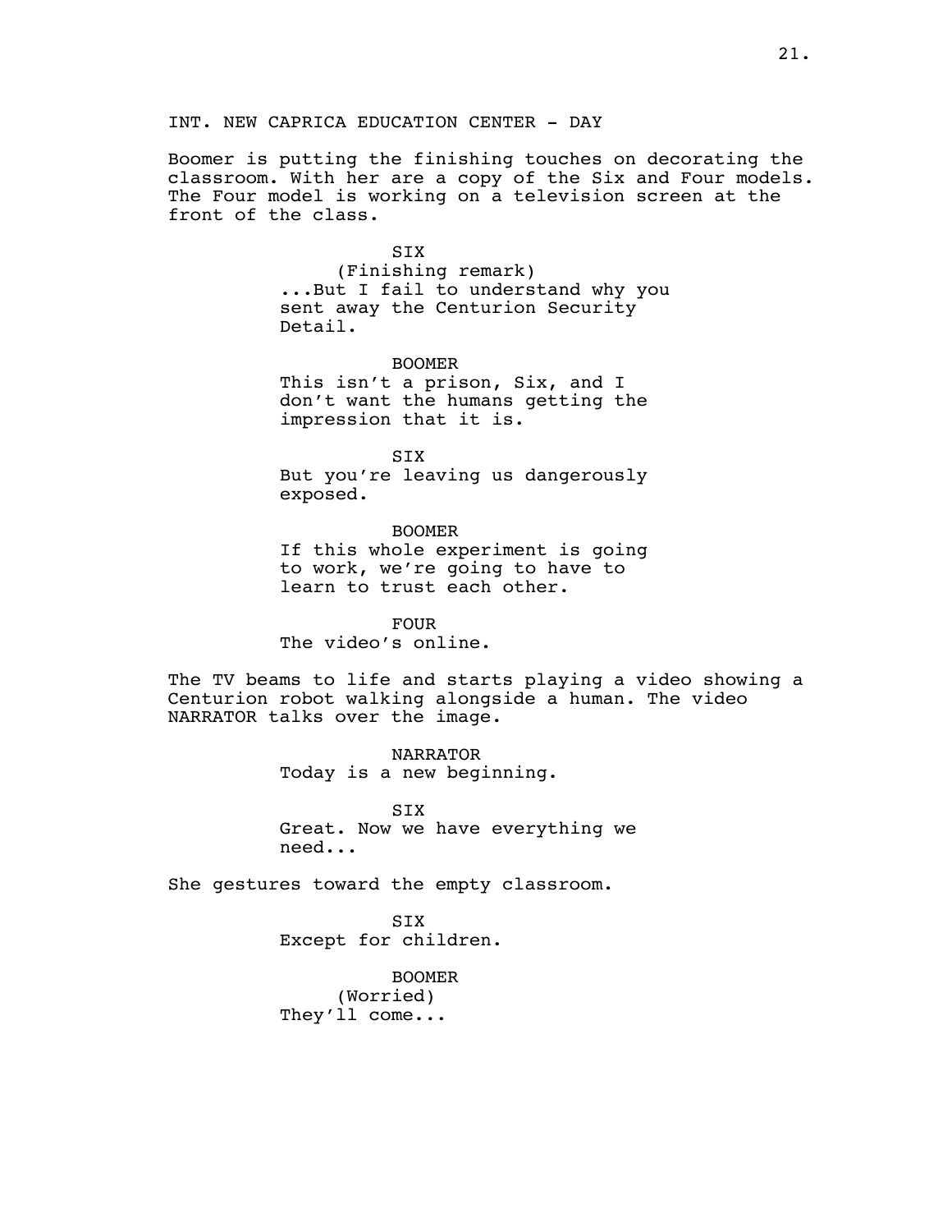INT. NEW CAPRICA EDUCATION CENTER - DAY

Boomer is putting the finishing touches on decorating the classroom. With her are a copy of the Six and Four models. The Four model is working on a television screen at the front of the class.

SIX
(Finishing remark)
...But I fail to understand why you sent away the Centurion Security Detail.

BOOMER
This isn't a prison, Six, and I don't want the humans getting the impression that it is.

SIX
But you're leaving us dangerously exposed.

BOOMER
If this whole experiment is going to work, we're going to have to learn to trust each other.

FOUR
The video's online.

The TV beams to life and starts playing a video showing a Centurion robot walking alongside a human. The video NARRATOR talks over the image.

NARRATOR
Today is a new beginning.

SIX
Great. Now we have everything we need...

She gestures toward the empty classroom.

SIX
Except for children.

BOOMER
(Worried)
They'll come...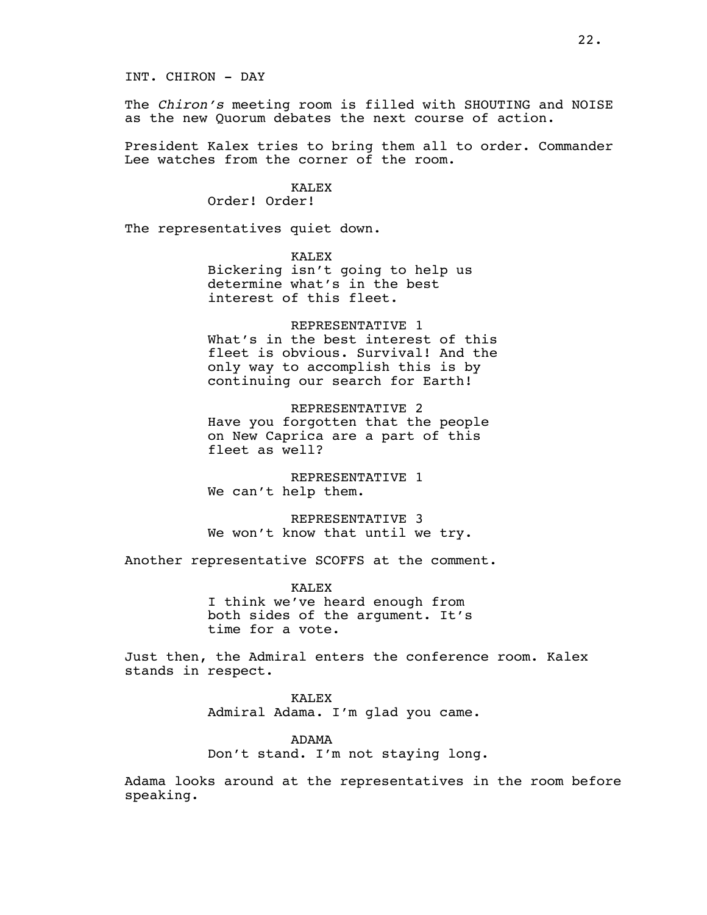INT. CHIRON - DAY

The *Chiron's* meeting room is filled with SHOUTING and NOISE as the new Quorum debates the next course of action.

President Kalex tries to bring them all to order. Commander Lee watches from the corner of the room.

KALEX
Order! Order!

The representatives quiet down.

KALEX
Bickering isn't going to help us determine what's in the best interest of this fleet.

REPRESENTATIVE 1
What's in the best interest of this fleet is obvious. Survival! And the only way to accomplish this is by continuing our search for Earth!

REPRESENTATIVE 2
Have you forgotten that the people on New Caprica are a part of this fleet as well?

REPRESENTATIVE 1
We can't help them.

REPRESENTATIVE 3
We won't know that until we try.

Another representative SCOFFS at the comment.

KALEX
I think we've heard enough from both sides of the argument. It's time for a vote.

Just then, the Admiral enters the conference room. Kalex stands in respect.

KALEX
Admiral Adama. I'm glad you came.

ADAMA
Don't stand. I'm not staying long.

Adama looks around at the representatives in the room before speaking.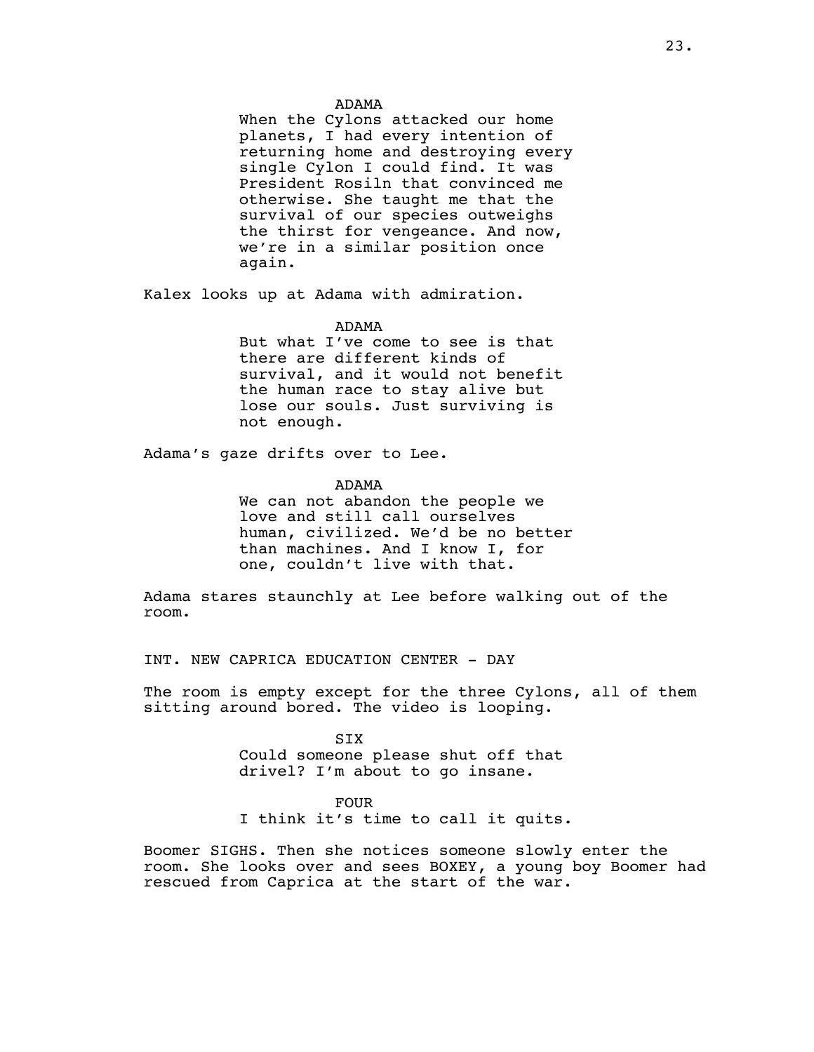ADAMA

When the Cylons attacked our home planets, I had every intention of returning home and destroying every single Cylon I could find. It was President Rosiln that convinced me otherwise. She taught me that the survival of our species outweighs the thirst for vengeance. And now, we're in a similar position once again.

Kalex looks up at Adama with admiration.

ADAMA

But what I've come to see is that there are different kinds of survival, and it would not benefit the human race to stay alive but lose our souls. Just surviving is not enough.

Adama's gaze drifts over to Lee.

ADAMA

We can not abandon the people we love and still call ourselves human, civilized. We'd be no better than machines. And I know I, for one, couldn't live with that.

Adama stares staunchly at Lee before walking out of the room.

INT. NEW CAPRICA EDUCATION CENTER - DAY

The room is empty except for the three Cylons, all of them sitting around bored. The video is looping.

SIX

Could someone please shut off that drivel? I'm about to go insane.

FOUR

I think it's time to call it quits.

Boomer SIGHS. Then she notices someone slowly enter the room. She looks over and sees BOXEY, a young boy Boomer had rescued from Caprica at the start of the war.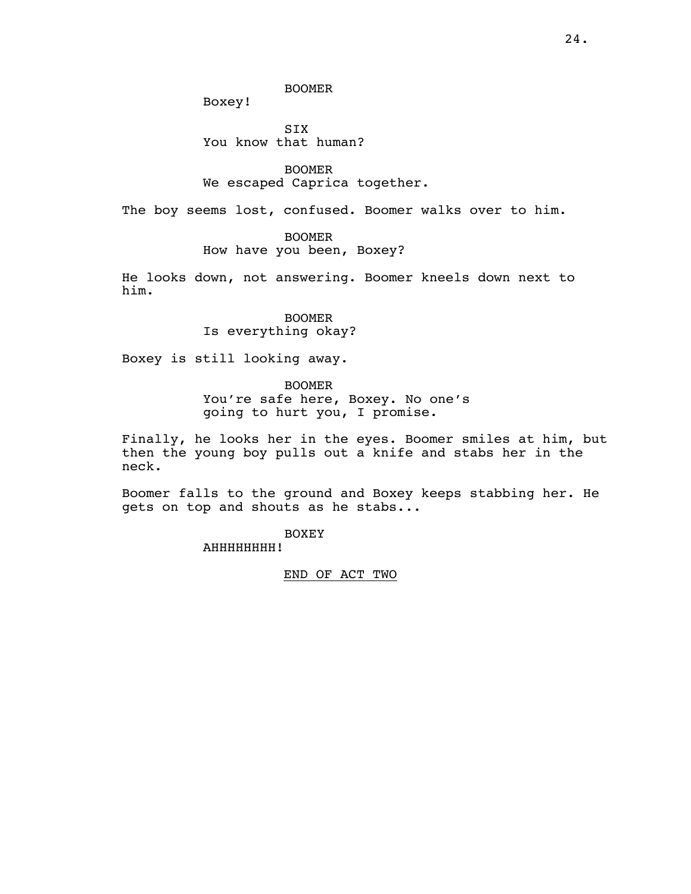BOOMER

Boxey!

SIX

You know that human?

BOOMER

We escaped Caprica together.

The boy seems lost, confused. Boomer walks over to him.

BOOMER

How have you been, Boxey?

He looks down, not answering. Boomer kneels down next to him.

BOOMER

Is everything okay?

Boxey is still looking away.

BOOMER

You're safe here, Boxey. No one's going to hurt you, I promise.

Finally, he looks her in the eyes. Boomer smiles at him, but then the young boy pulls out a knife and stabs her in the neck.

Boomer falls to the ground and Boxey keeps stabbing her. He gets on top and shouts as he stabs...

BOXEY

AHHHHHHHH!

END OF ACT TWO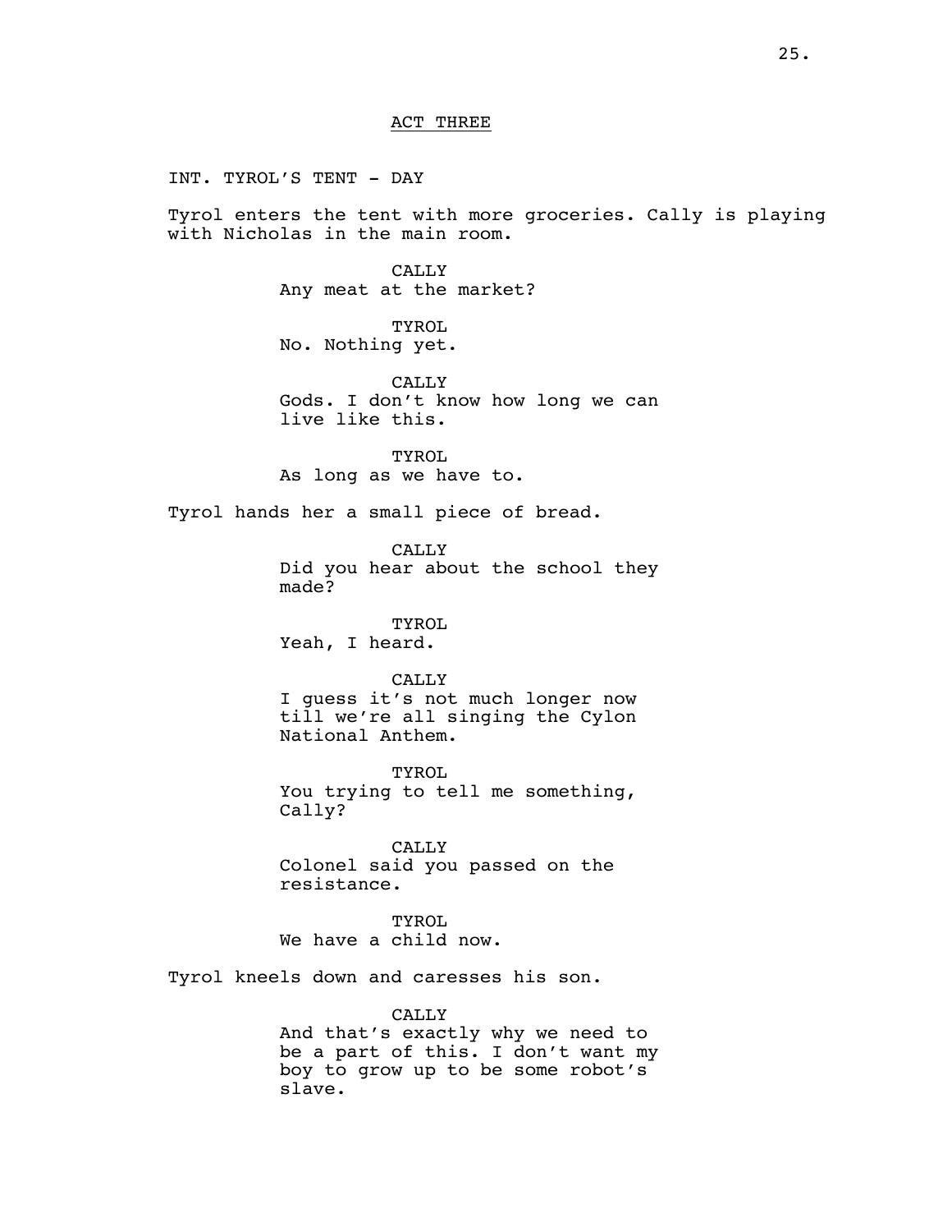ACT THREE

INT. TYROL'S TENT - DAY

Tyrol enters the tent with more groceries. Cally is playing with Nicholas in the main room.

CALLY
Any meat at the market?

TYROL
No. Nothing yet.

CALLY
Gods. I don't know how long we can live like this.

TYROL
As long as we have to.

Tyrol hands her a small piece of bread.

CALLY
Did you hear about the school they made?

TYROL
Yeah, I heard.

CALLY
I guess it's not much longer now till we're all singing the Cylon National Anthem.

TYROL
You trying to tell me something, Cally?

CALLY
Colonel said you passed on the resistance.

TYROL
We have a child now.

Tyrol kneels down and caresses his son.

CALLY
And that's exactly why we need to be a part of this. I don't want my boy to grow up to be some robot's slave.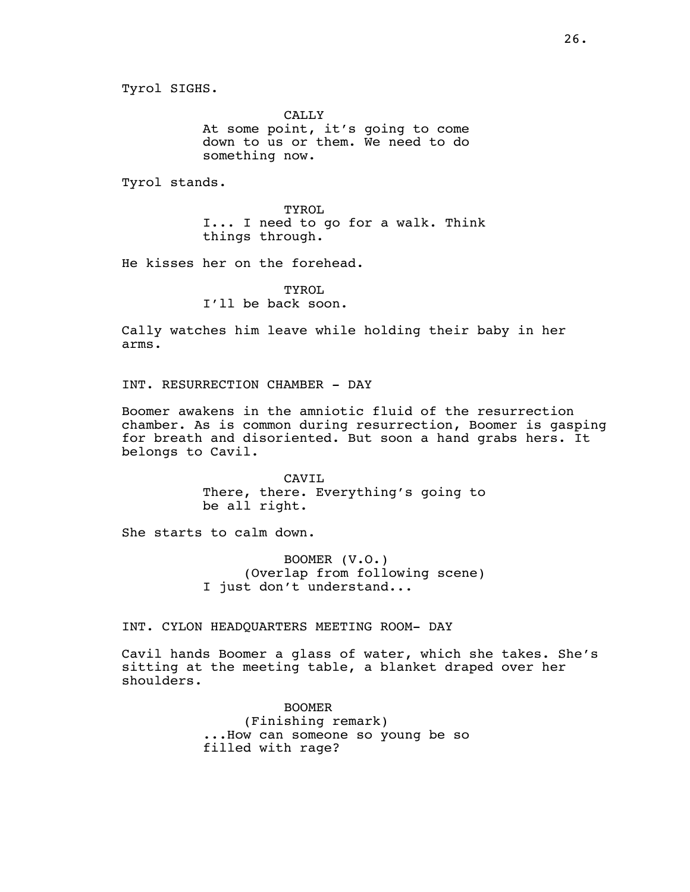Tyrol SIGHS.

CALLY
At some point, it's going to come down to us or them. We need to do something now.

Tyrol stands.

TYROL
I... I need to go for a walk. Think things through.

He kisses her on the forehead.

TYROL
I'll be back soon.

Cally watches him leave while holding their baby in her arms.

INT. RESURRECTION CHAMBER - DAY

Boomer awakens in the amniotic fluid of the resurrection chamber. As is common during resurrection, Boomer is gasping for breath and disoriented. But soon a hand grabs hers. It belongs to Cavil.

CAVIL
There, there. Everything's going to be all right.

She starts to calm down.

BOOMER (V.O.)
(Overlap from following scene)
I just don't understand...

INT. CYLON HEADQUARTERS MEETING ROOM- DAY

Cavil hands Boomer a glass of water, which she takes. She's sitting at the meeting table, a blanket draped over her shoulders.

BOOMER
(Finishing remark)
...How can someone so young be so filled with rage?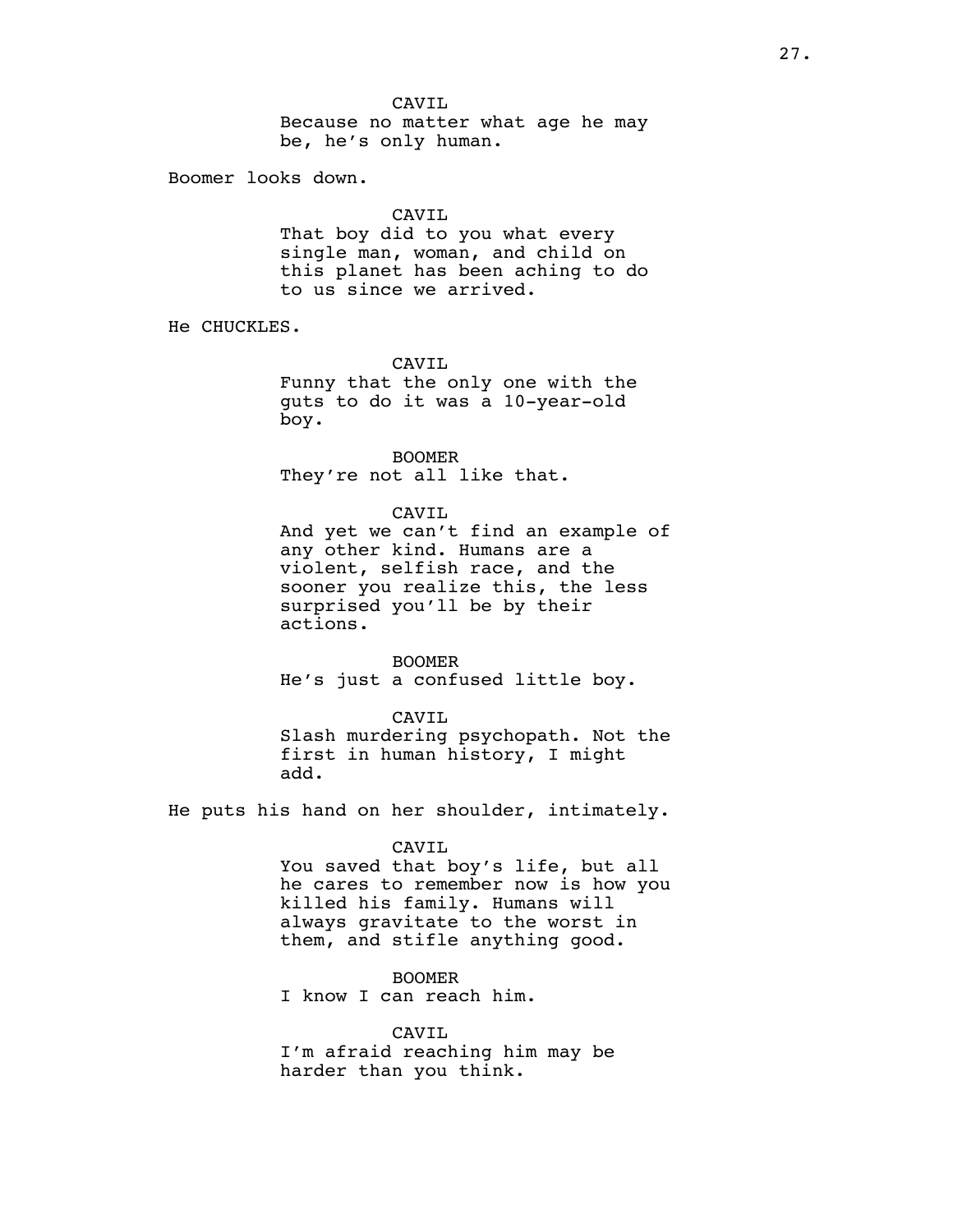CAVIL
Because no matter what age he may be, he's only human.

Boomer looks down.

CAVIL
That boy did to you what every single man, woman, and child on this planet has been aching to do to us since we arrived.

He CHUCKLES.

CAVIL
Funny that the only one with the guts to do it was a 10-year-old boy.

BOOMER
They're not all like that.

CAVIL
And yet we can't find an example of any other kind. Humans are a violent, selfish race, and the sooner you realize this, the less surprised you'll be by their actions.

BOOMER
He's just a confused little boy.

CAVIL
Slash murdering psychopath. Not the first in human history, I might add.

He puts his hand on her shoulder, intimately.

CAVIL
You saved that boy's life, but all he cares to remember now is how you killed his family. Humans will always gravitate to the worst in them, and stifle anything good.

BOOMER
I know I can reach him.

CAVIL
I'm afraid reaching him may be harder than you think.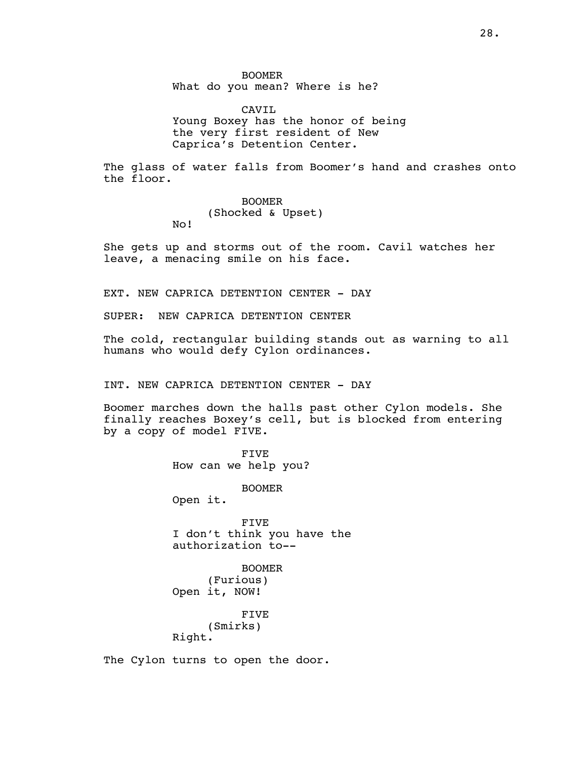BOOMER
What do you mean? Where is he?

CAVIL
Young Boxey has the honor of being the very first resident of New Caprica's Detention Center.

The glass of water falls from Boomer's hand and crashes onto the floor.

BOOMER
(Shocked & Upset)
No!

She gets up and storms out of the room. Cavil watches her leave, a menacing smile on his face.

EXT. NEW CAPRICA DETENTION CENTER - DAY

SUPER: NEW CAPRICA DETENTION CENTER

The cold, rectangular building stands out as warning to all humans who would defy Cylon ordinances.

INT. NEW CAPRICA DETENTION CENTER - DAY

Boomer marches down the halls past other Cylon models. She finally reaches Boxey's cell, but is blocked from entering by a copy of model FIVE.

FIVE
How can we help you?

BOOMER
Open it.

FIVE
I don't think you have the authorization to--

BOOMER
(Furious)
Open it, NOW!

FIVE
(Smirks)
Right.

The Cylon turns to open the door.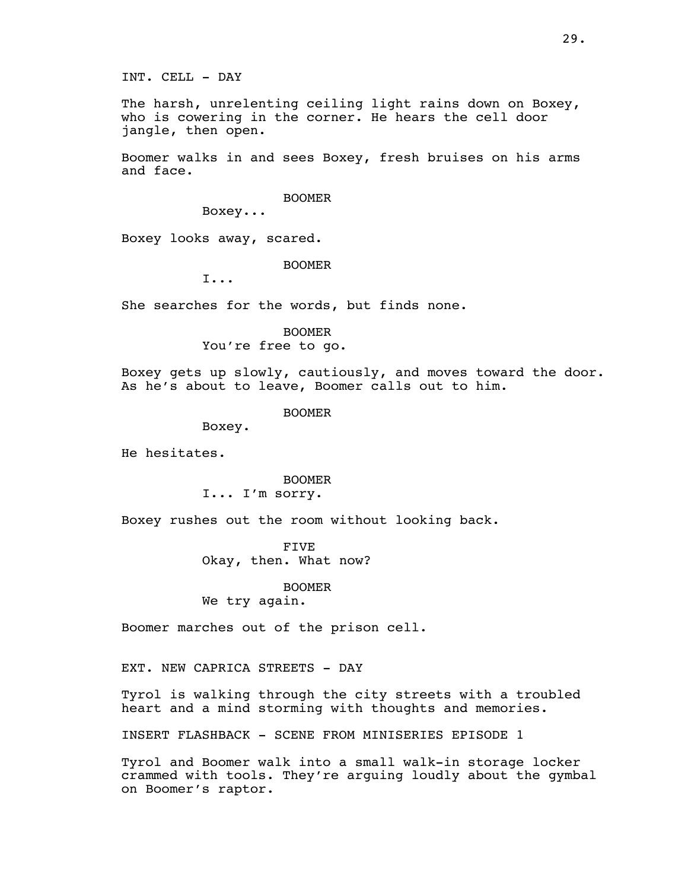INT. CELL - DAY

The harsh, unrelenting ceiling light rains down on Boxey, who is cowering in the corner. He hears the cell door jangle, then open.

Boomer walks in and sees Boxey, fresh bruises on his arms and face.

BOOMER
Boxey...

Boxey looks away, scared.

BOOMER
I...

She searches for the words, but finds none.

BOOMER
You're free to go.

Boxey gets up slowly, cautiously, and moves toward the door. As he's about to leave, Boomer calls out to him.

BOOMER
Boxey.

He hesitates.

BOOMER
I... I'm sorry.

Boxey rushes out the room without looking back.

FIVE
Okay, then. What now?

BOOMER
We try again.

Boomer marches out of the prison cell.

EXT. NEW CAPRICA STREETS - DAY

Tyrol is walking through the city streets with a troubled heart and a mind storming with thoughts and memories.

INSERT FLASHBACK - SCENE FROM MINISERIES EPISODE 1

Tyrol and Boomer walk into a small walk-in storage locker crammed with tools. They're arguing loudly about the gymbal on Boomer's raptor.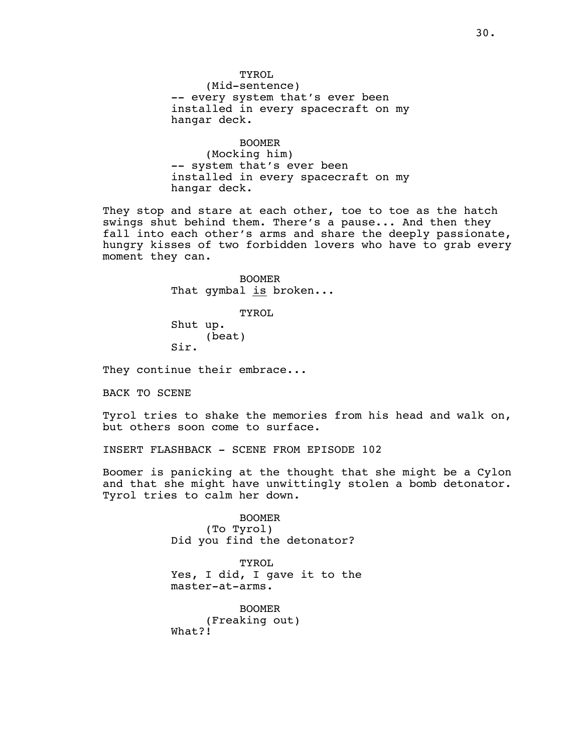TYROL
(Mid-sentence)
-- every system that's ever been installed in every spacecraft on my hangar deck.

BOOMER
(Mocking him)
-- system that's ever been installed in every spacecraft on my hangar deck.

They stop and stare at each other, toe to toe as the hatch swings shut behind them. There's a pause... And then they fall into each other's arms and share the deeply passionate, hungry kisses of two forbidden lovers who have to grab every moment they can.

BOOMER
That gymbal <u>is</u> broken...

TYROL
Shut up.
(beat)
Sir.

They continue their embrace...

BACK TO SCENE

Tyrol tries to shake the memories from his head and walk on, but others soon come to surface.

INSERT FLASHBACK - SCENE FROM EPISODE 102

Boomer is panicking at the thought that she might be a Cylon and that she might have unwittingly stolen a bomb detonator. Tyrol tries to calm her down.

BOOMER
(To Tyrol)
Did you find the detonator?

TYROL
Yes, I did, I gave it to the master-at-arms.

BOOMER
(Freaking out)
What?!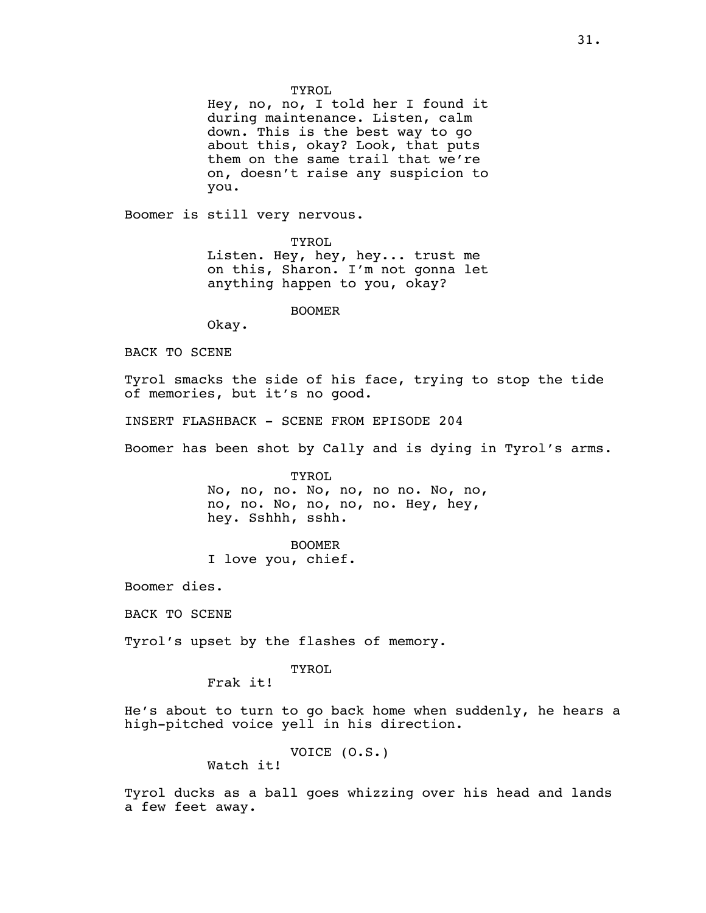TYROL

Hey, no, no, I told her I found it during maintenance. Listen, calm down. This is the best way to go about this, okay? Look, that puts them on the same trail that we're on, doesn't raise any suspicion to you.

Boomer is still very nervous.

TYROL

Listen. Hey, hey, hey... trust me on this, Sharon. I'm not gonna let anything happen to you, okay?

BOOMER

Okay.

BACK TO SCENE

Tyrol smacks the side of his face, trying to stop the tide of memories, but it's no good.

INSERT FLASHBACK - SCENE FROM EPISODE 204

Boomer has been shot by Cally and is dying in Tyrol's arms.

TYROL

No, no, no. No, no, no no. No, no, no, no. No, no, no, no. Hey, hey, hey. Sshhh, sshh.

BOOMER

I love you, chief.

Boomer dies.

BACK TO SCENE

Tyrol's upset by the flashes of memory.

TYROL

Frak it!

He's about to turn to go back home when suddenly, he hears a high-pitched voice yell in his direction.

VOICE (O.S.)

Watch it!

Tyrol ducks as a ball goes whizzing over his head and lands a few feet away.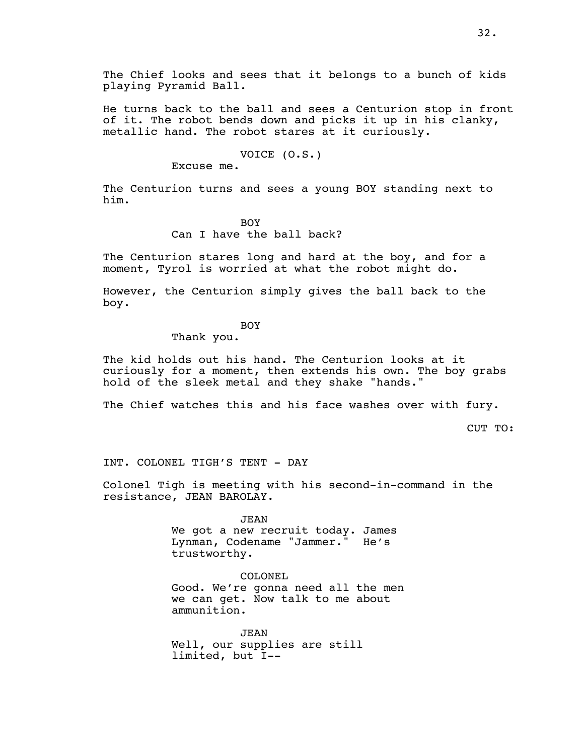The Chief looks and sees that it belongs to a bunch of kids playing Pyramid Ball.

He turns back to the ball and sees a Centurion stop in front of it. The robot bends down and picks it up in his clanky, metallic hand. The robot stares at it curiously.

VOICE (O.S.)
Excuse me.

The Centurion turns and sees a young BOY standing next to him.

BOY
Can I have the ball back?

The Centurion stares long and hard at the boy, and for a moment, Tyrol is worried at what the robot might do.

However, the Centurion simply gives the ball back to the boy.

BOY
Thank you.

The kid holds out his hand. The Centurion looks at it curiously for a moment, then extends his own. The boy grabs hold of the sleek metal and they shake "hands."

The Chief watches this and his face washes over with fury.

CUT TO:

INT. COLONEL TIGH'S TENT - DAY

Colonel Tigh is meeting with his second-in-command in the resistance, JEAN BAROLAY.

JEAN
We got a new recruit today. James Lynman, Codename "Jammer." He's trustworthy.

COLONEL
Good. We're gonna need all the men we can get. Now talk to me about ammunition.

JEAN
Well, our supplies are still limited, but I--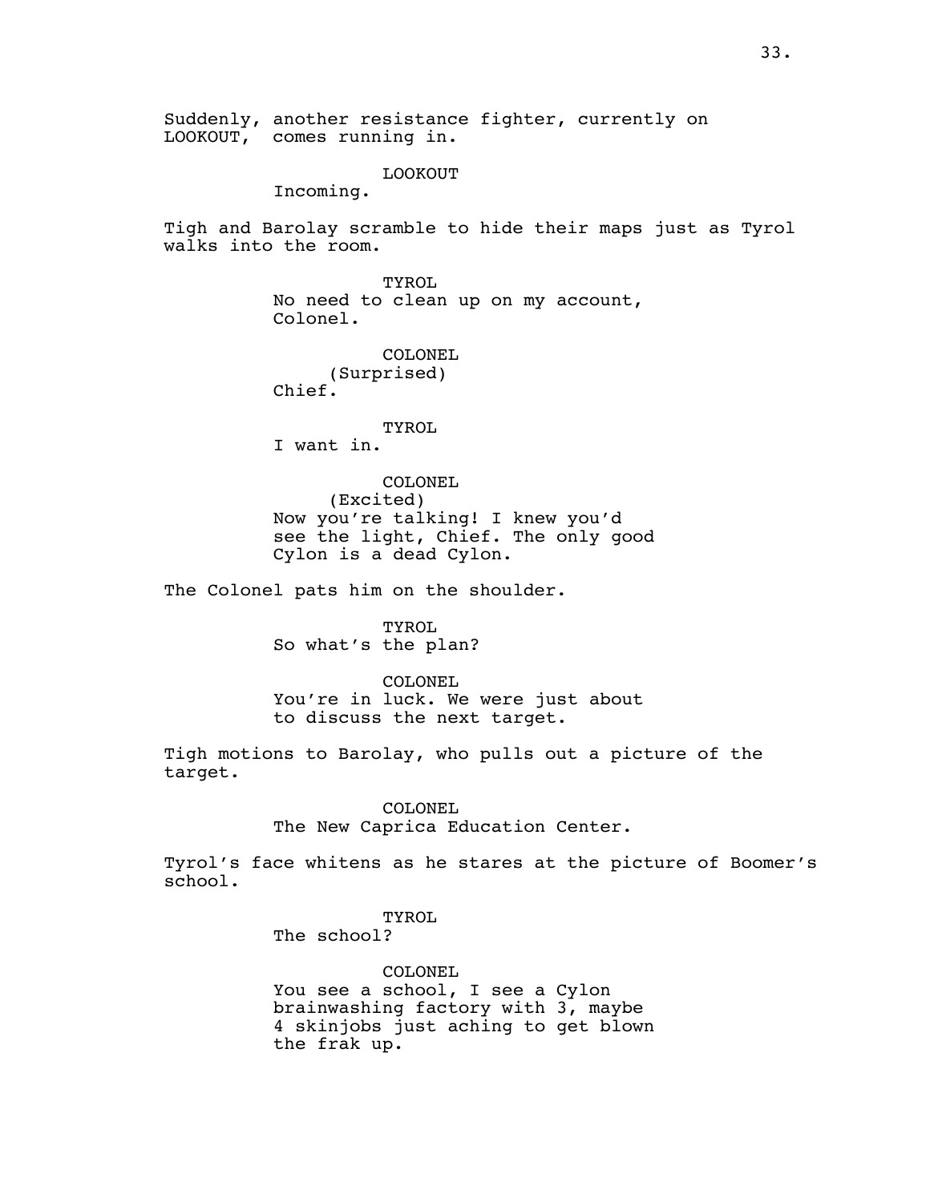Suddenly, another resistance fighter, currently on LOOKOUT, comes running in.

LOOKOUT
Incoming.

Tigh and Barolay scramble to hide their maps just as Tyrol walks into the room.

TYROL
No need to clean up on my account, Colonel.

COLONEL
(Surprised)
Chief.

TYROL
I want in.

COLONEL
(Excited)
Now you're talking! I knew you'd see the light, Chief. The only good Cylon is a dead Cylon.

The Colonel pats him on the shoulder.

TYROL
So what's the plan?

COLONEL
You're in luck. We were just about to discuss the next target.

Tigh motions to Barolay, who pulls out a picture of the target.

COLONEL
The New Caprica Education Center.

Tyrol's face whitens as he stares at the picture of Boomer's school.

TYROL
The school?

COLONEL
You see a school, I see a Cylon brainwashing factory with 3, maybe 4 skinjobs just aching to get blown the frak up.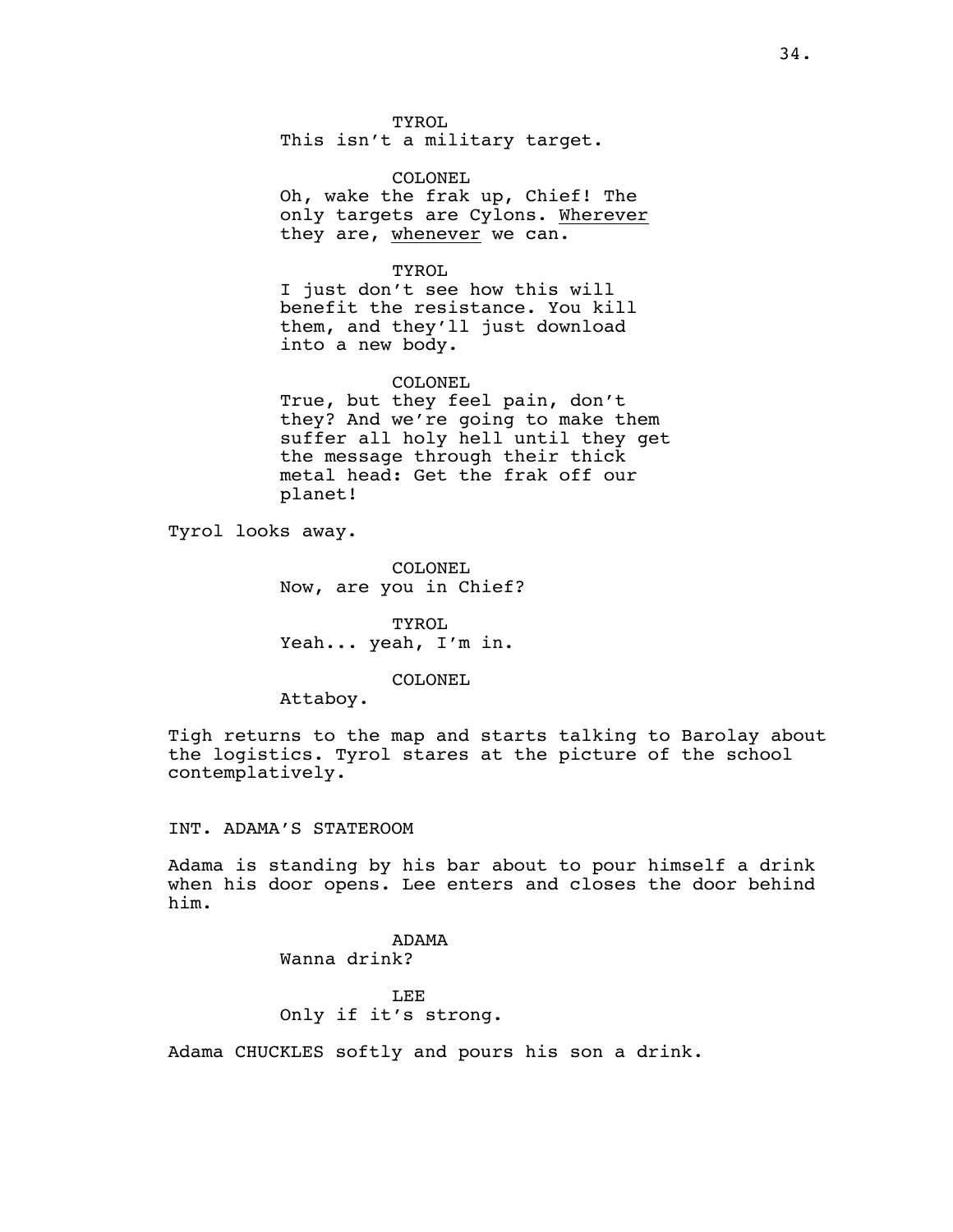TYROL
This isn't a military target.

COLONEL
Oh, wake the frak up, Chief! The only targets are Cylons. <u>Wherever</u> they are, <u>whenever</u> we can.

TYROL
I just don't see how this will benefit the resistance. You kill them, and they'll just download into a new body.

COLONEL
True, but they feel pain, don't they? And we're going to make them suffer all holy hell until they get the message through their thick metal head: Get the frak off our planet!

Tyrol looks away.

COLONEL
Now, are you in Chief?

TYROL
Yeah... yeah, I'm in.

COLONEL
Attaboy.

Tigh returns to the map and starts talking to Barolay about the logistics. Tyrol stares at the picture of the school contemplatively.

INT. ADAMA'S STATEROOM

Adama is standing by his bar about to pour himself a drink when his door opens. Lee enters and closes the door behind him.

ADAMA
Wanna drink?

LEE
Only if it's strong.

Adama CHUCKLES softly and pours his son a drink.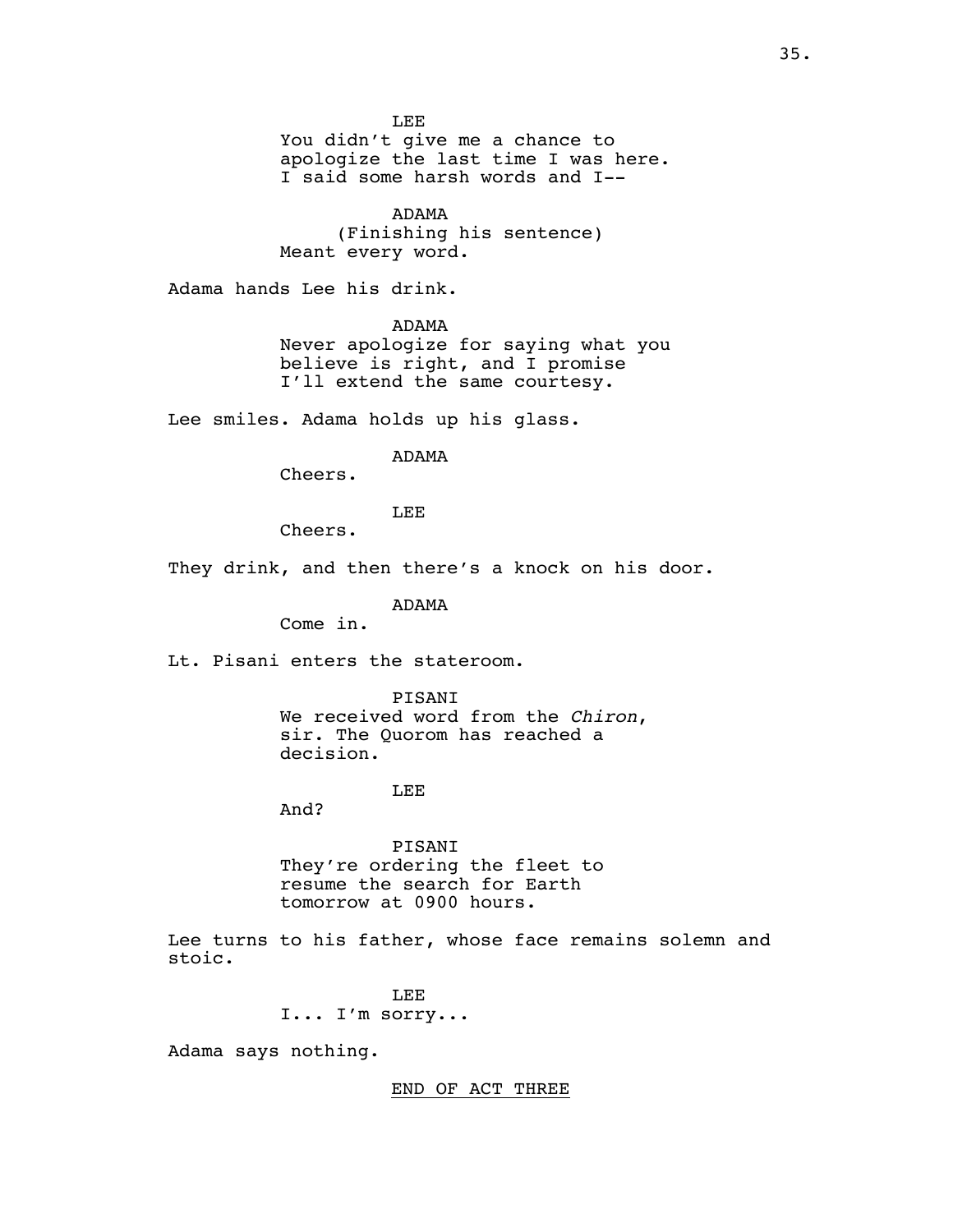LEE

You didn't give me a chance to apologize the last time I was here. I said some harsh words and I--

ADAMA

(Finishing his sentence)

Meant every word.

Adama hands Lee his drink.

ADAMA

Never apologize for saying what you believe is right, and I promise I'll extend the same courtesy.

Lee smiles. Adama holds up his glass.

ADAMA

Cheers.

LEE

Cheers.

They drink, and then there's a knock on his door.

ADAMA

Come in.

Lt. Pisani enters the stateroom.

PISANI

We received word from the *Chiron*, sir. The Quorom has reached a decision.

LEE

And?

PISANI

They're ordering the fleet to resume the search for Earth tomorrow at 0900 hours.

Lee turns to his father, whose face remains solemn and stoic.

LEE

I... I'm sorry...

Adama says nothing.

END OF ACT THREE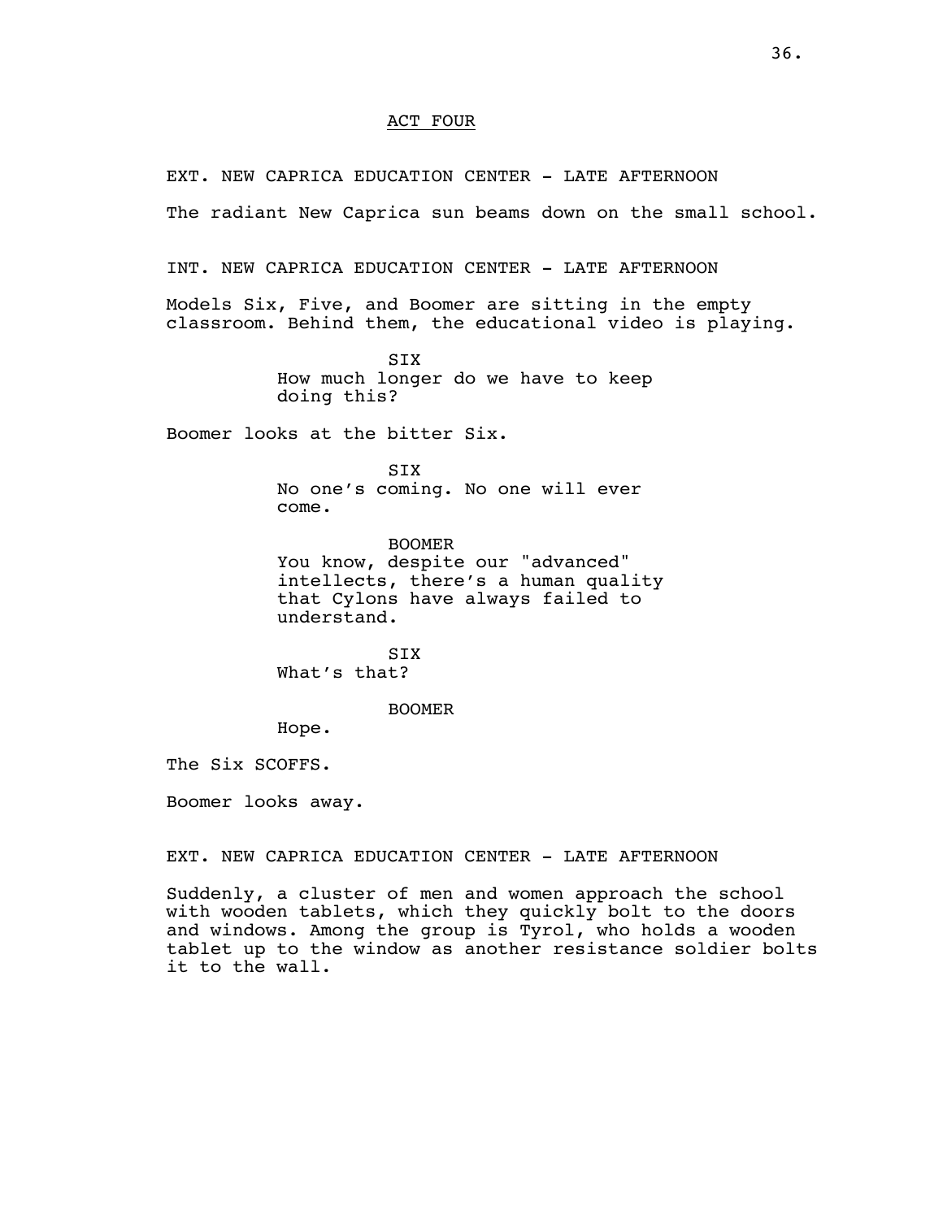ACT FOUR

EXT. NEW CAPRICA EDUCATION CENTER - LATE AFTERNOON

The radiant New Caprica sun beams down on the small school.

INT. NEW CAPRICA EDUCATION CENTER - LATE AFTERNOON

Models Six, Five, and Boomer are sitting in the empty classroom. Behind them, the educational video is playing.

SIX
How much longer do we have to keep doing this?

Boomer looks at the bitter Six.

SIX
No one's coming. No one will ever come.

BOOMER
You know, despite our "advanced" intellects, there's a human quality that Cylons have always failed to understand.

SIX
What's that?

BOOMER
Hope.

The Six SCOFFS.

Boomer looks away.

EXT. NEW CAPRICA EDUCATION CENTER - LATE AFTERNOON

Suddenly, a cluster of men and women approach the school with wooden tablets, which they quickly bolt to the doors and windows. Among the group is Tyrol, who holds a wooden tablet up to the window as another resistance soldier bolts it to the wall.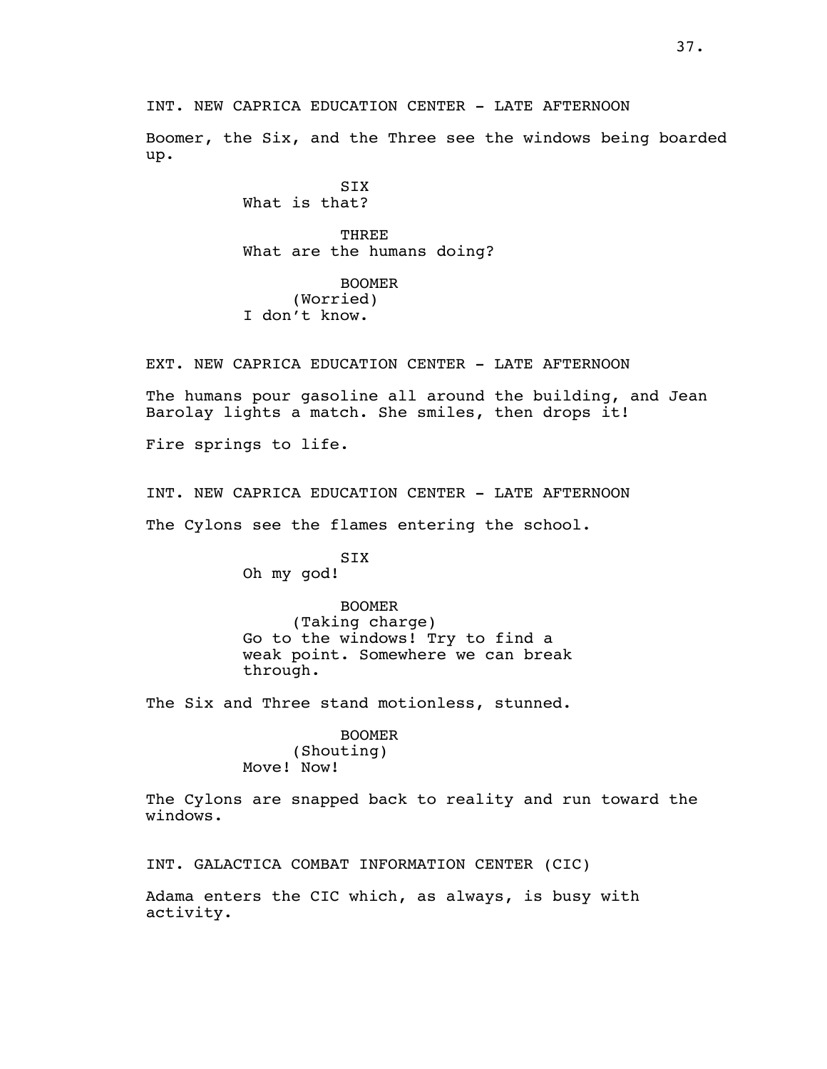INT. NEW CAPRICA EDUCATION CENTER - LATE AFTERNOON

Boomer, the Six, and the Three see the windows being boarded up.

SIX
What is that?

THREE
What are the humans doing?

BOOMER
(Worried)
I don't know.

EXT. NEW CAPRICA EDUCATION CENTER - LATE AFTERNOON

The humans pour gasoline all around the building, and Jean Barolay lights a match. She smiles, then drops it!

Fire springs to life.

INT. NEW CAPRICA EDUCATION CENTER - LATE AFTERNOON

The Cylons see the flames entering the school.

SIX
Oh my god!

BOOMER
(Taking charge)
Go to the windows! Try to find a weak point. Somewhere we can break through.

The Six and Three stand motionless, stunned.

BOOMER
(Shouting)
Move! Now!

The Cylons are snapped back to reality and run toward the windows.

INT. GALACTICA COMBAT INFORMATION CENTER (CIC)

Adama enters the CIC which, as always, is busy with activity.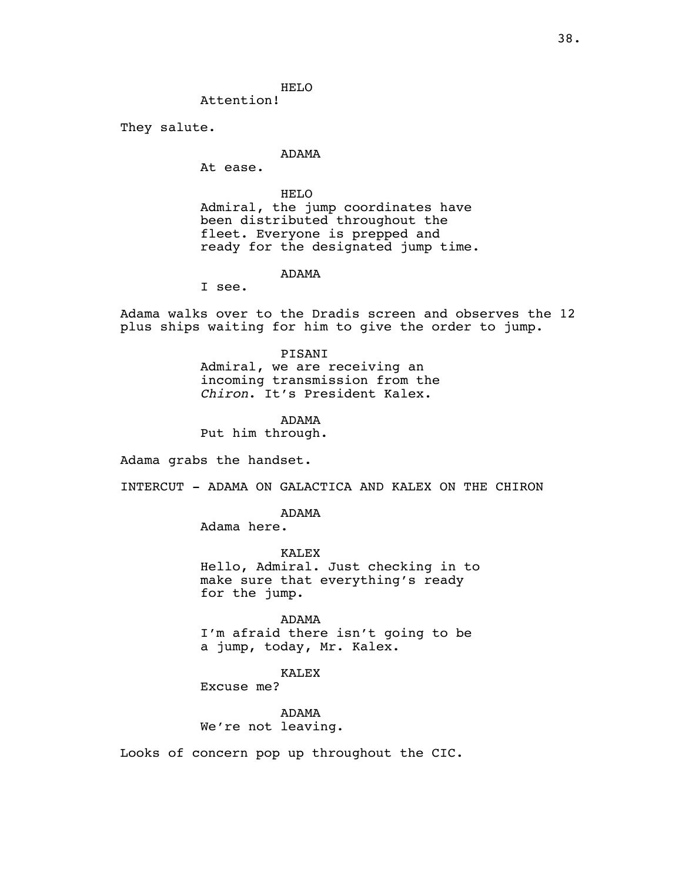HELO

Attention!

They salute.

ADAMA

At ease.

HELO

Admiral, the jump coordinates have been distributed throughout the fleet. Everyone is prepped and ready for the designated jump time.

ADAMA

I see.

Adama walks over to the Dradis screen and observes the 12 plus ships waiting for him to give the order to jump.

PISANI

Admiral, we are receiving an incoming transmission from the *Chiron*. It's President Kalex.

ADAMA

Put him through.

Adama grabs the handset.

INTERCUT - ADAMA ON GALACTICA AND KALEX ON THE CHIRON

ADAMA

Adama here.

KALEX

Hello, Admiral. Just checking in to make sure that everything's ready for the jump.

ADAMA

I'm afraid there isn't going to be a jump, today, Mr. Kalex.

KALEX

Excuse me?

ADAMA

We're not leaving.

Looks of concern pop up throughout the CIC.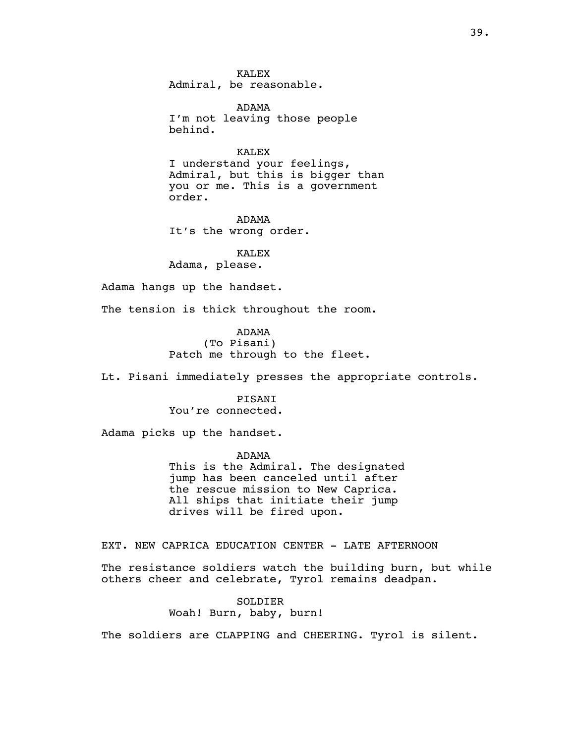KALEX
Admiral, be reasonable.

ADAMA
I'm not leaving those people behind.

KALEX
I understand your feelings, Admiral, but this is bigger than you or me. This is a government order.

ADAMA
It's the wrong order.

KALEX
Adama, please.

Adama hangs up the handset.

The tension is thick throughout the room.

ADAMA
(To Pisani)
Patch me through to the fleet.

Lt. Pisani immediately presses the appropriate controls.

PISANI
You're connected.

Adama picks up the handset.

ADAMA
This is the Admiral. The designated jump has been canceled until after the rescue mission to New Caprica. All ships that initiate their jump drives will be fired upon.

EXT. NEW CAPRICA EDUCATION CENTER - LATE AFTERNOON

The resistance soldiers watch the building burn, but while others cheer and celebrate, Tyrol remains deadpan.

SOLDIER
Woah! Burn, baby, burn!

The soldiers are CLAPPING and CHEERING. Tyrol is silent.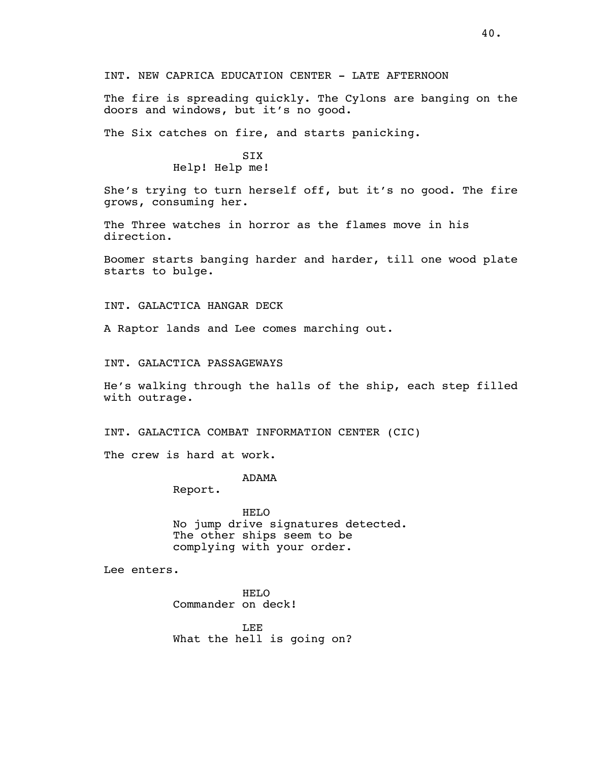INT. NEW CAPRICA EDUCATION CENTER - LATE AFTERNOON

The fire is spreading quickly. The Cylons are banging on the doors and windows, but it's no good.

The Six catches on fire, and starts panicking.

SIX
Help! Help me!

She's trying to turn herself off, but it's no good. The fire grows, consuming her.

The Three watches in horror as the flames move in his direction.

Boomer starts banging harder and harder, till one wood plate starts to bulge.

INT. GALACTICA HANGAR DECK

A Raptor lands and Lee comes marching out.

INT. GALACTICA PASSAGEWAYS

He's walking through the halls of the ship, each step filled with outrage.

INT. GALACTICA COMBAT INFORMATION CENTER (CIC)

The crew is hard at work.

ADAMA
Report.

HELO
No jump drive signatures detected. The other ships seem to be complying with your order.

Lee enters.

HELO
Commander on deck!

LEE
What the hell is going on?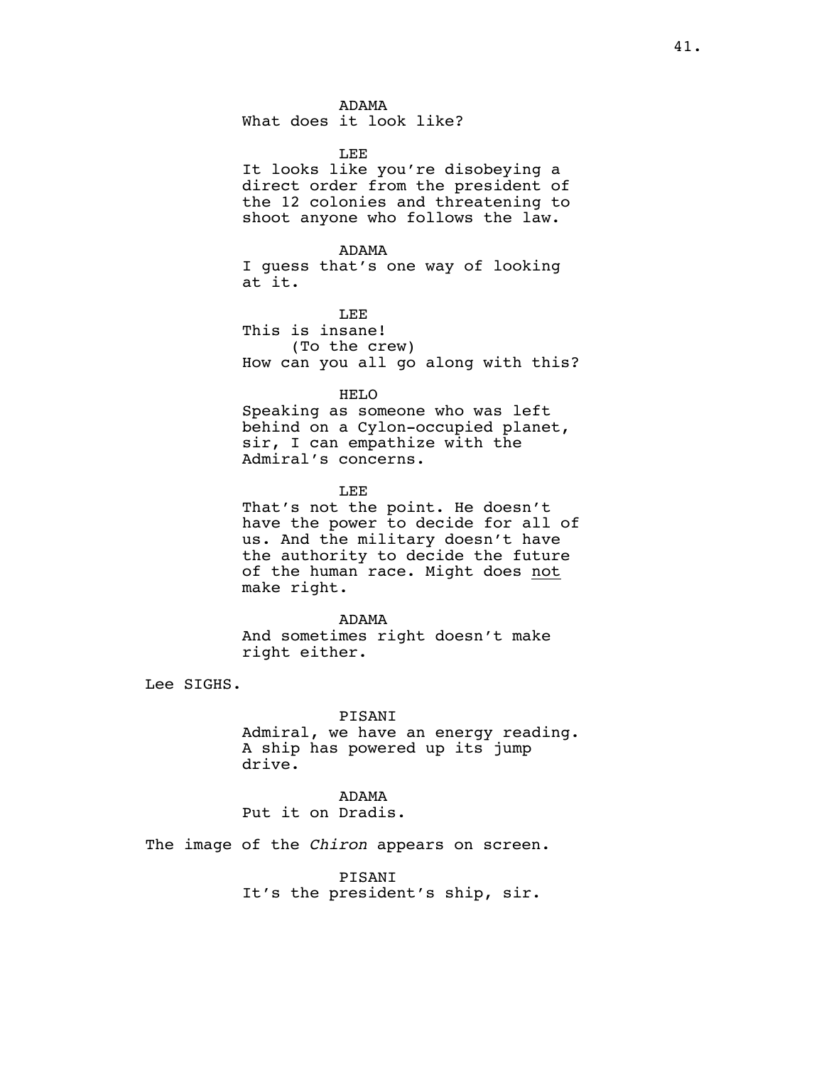ADAMA
What does it look like?

LEE
It looks like you're disobeying a direct order from the president of the 12 colonies and threatening to shoot anyone who follows the law.

ADAMA
I guess that's one way of looking at it.

LEE
This is insane!
(To the crew)
How can you all go along with this?

HELO
Speaking as someone who was left behind on a Cylon-occupied planet, sir, I can empathize with the Admiral's concerns.

LEE
That's not the point. He doesn't have the power to decide for all of us. And the military doesn't have the authority to decide the future of the human race. Might does <u>not</u> make right.

ADAMA
And sometimes right doesn't make right either.

Lee SIGHS.

PISANI
Admiral, we have an energy reading. A ship has powered up its jump drive.

ADAMA
Put it on Dradis.

The image of the *Chiron* appears on screen.

PISANI
It's the president's ship, sir.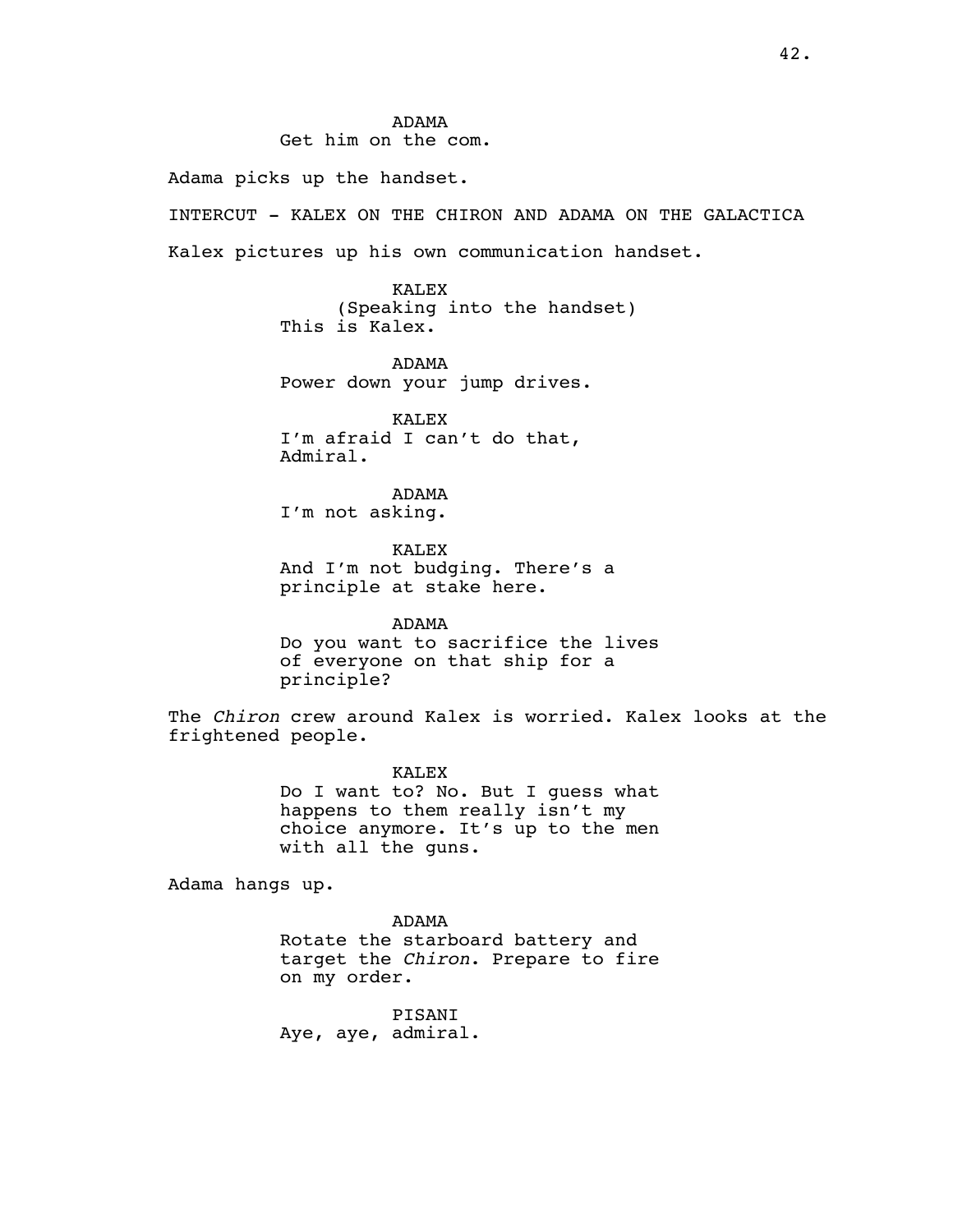ADAMA
Get him on the com.

Adama picks up the handset.

INTERCUT - KALEX ON THE CHIRON AND ADAMA ON THE GALACTICA

Kalex pictures up his own communication handset.

KALEX
(Speaking into the handset)
This is Kalex.

ADAMA
Power down your jump drives.

KALEX
I'm afraid I can't do that, Admiral.

ADAMA
I'm not asking.

KALEX
And I'm not budging. There's a principle at stake here.

ADAMA
Do you want to sacrifice the lives of everyone on that ship for a principle?

The *Chiron* crew around Kalex is worried. Kalex looks at the frightened people.

KALEX
Do I want to? No. But I guess what happens to them really isn't my choice anymore. It's up to the men with all the guns.

Adama hangs up.

ADAMA
Rotate the starboard battery and target the *Chiron*. Prepare to fire on my order.

PISANI
Aye, aye, admiral.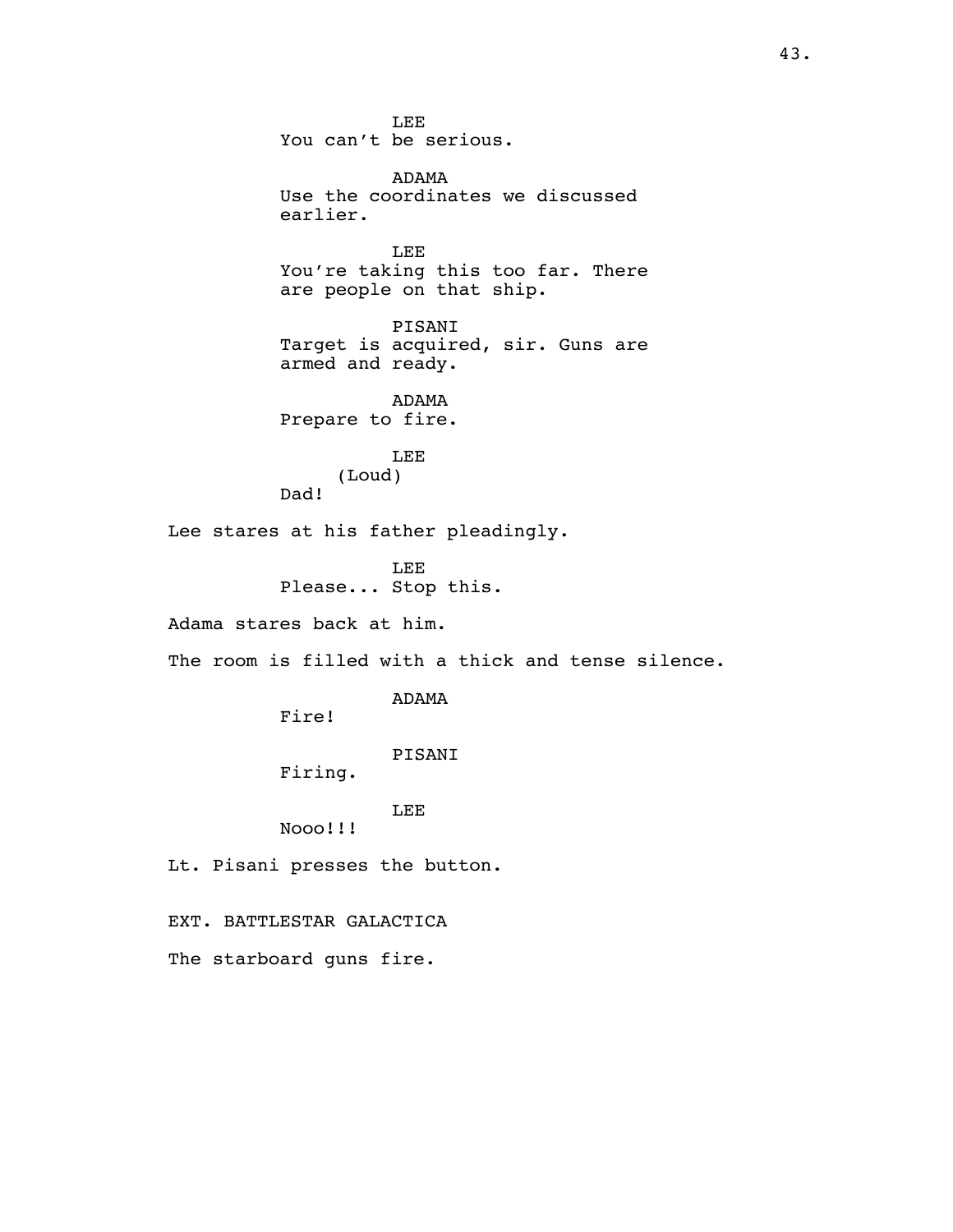LEE
You can't be serious.

ADAMA
Use the coordinates we discussed earlier.

LEE
You're taking this too far. There are people on that ship.

PISANI
Target is acquired, sir. Guns are armed and ready.

ADAMA
Prepare to fire.

LEE
(Loud)
Dad!

Lee stares at his father pleadingly.

LEE
Please... Stop this.

Adama stares back at him.

The room is filled with a thick and tense silence.

ADAMA
Fire!

PISANI
Firing.

LEE
Nooo!!!

Lt. Pisani presses the button.

EXT. BATTLESTAR GALACTICA

The starboard guns fire.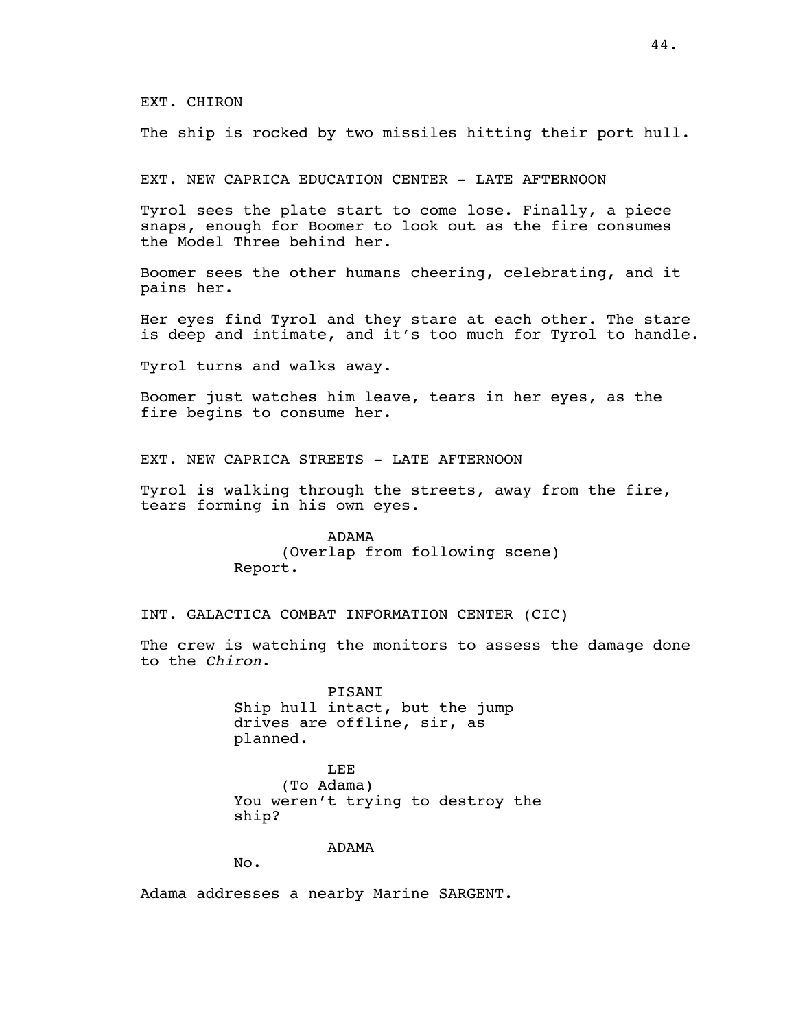EXT. CHIRON

The ship is rocked by two missiles hitting their port hull.

EXT. NEW CAPRICA EDUCATION CENTER - LATE AFTERNOON

Tyrol sees the plate start to come lose. Finally, a piece snaps, enough for Boomer to look out as the fire consumes the Model Three behind her.

Boomer sees the other humans cheering, celebrating, and it pains her.

Her eyes find Tyrol and they stare at each other. The stare is deep and intimate, and it's too much for Tyrol to handle.

Tyrol turns and walks away.

Boomer just watches him leave, tears in her eyes, as the fire begins to consume her.

EXT. NEW CAPRICA STREETS - LATE AFTERNOON

Tyrol is walking through the streets, away from the fire, tears forming in his own eyes.

ADAMA
(Overlap from following scene)
Report.

INT. GALACTICA COMBAT INFORMATION CENTER (CIC)

The crew is watching the monitors to assess the damage done to the *Chiron*.

PISANI
Ship hull intact, but the jump drives are offline, sir, as planned.

LEE
(To Adama)
You weren't trying to destroy the ship?

ADAMA
No.

Adama addresses a nearby Marine SARGENT.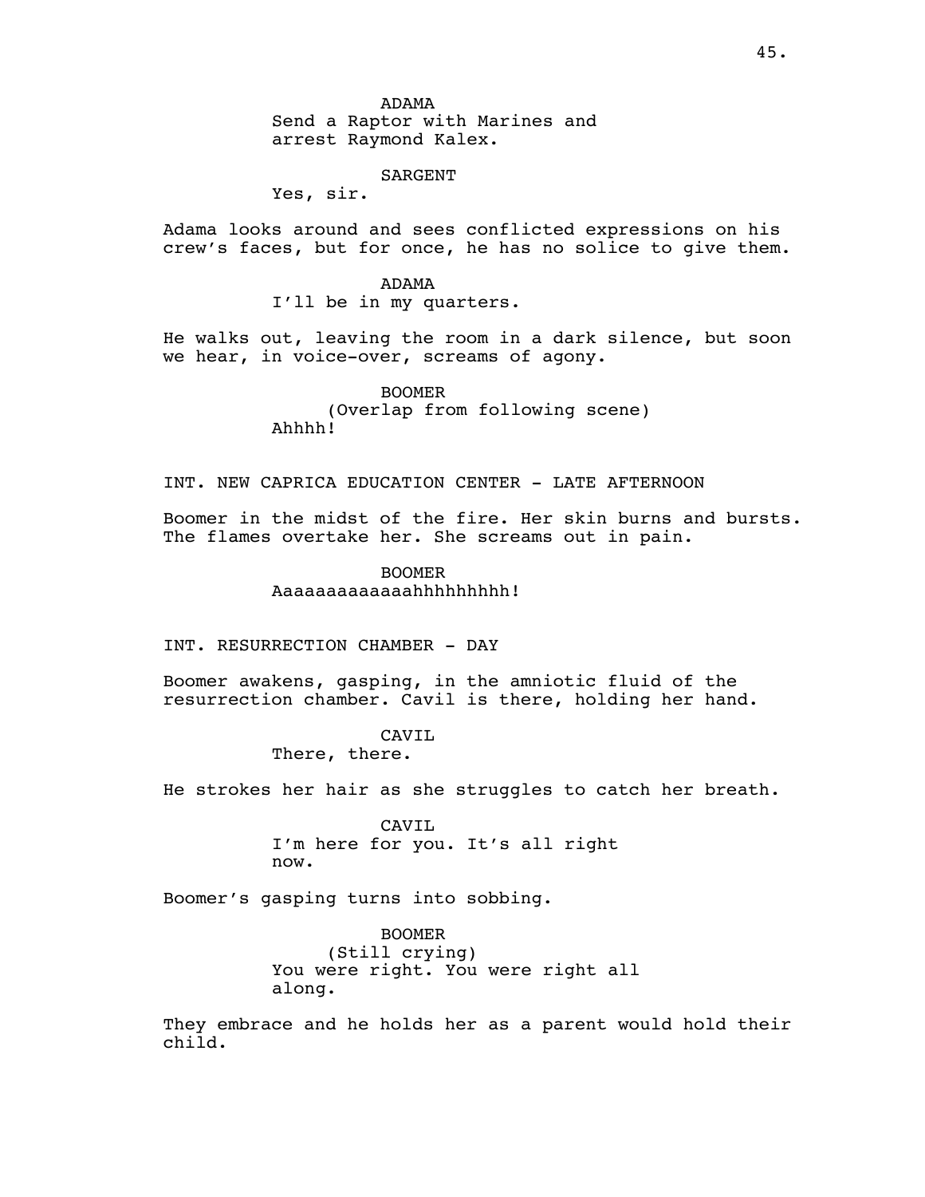ADAMA
Send a Raptor with Marines and arrest Raymond Kalex.

SARGENT
Yes, sir.

Adama looks around and sees conflicted expressions on his crew's faces, but for once, he has no solice to give them.

ADAMA
I'll be in my quarters.

He walks out, leaving the room in a dark silence, but soon we hear, in voice-over, screams of agony.

BOOMER
(Overlap from following scene)
Ahhhh!

INT. NEW CAPRICA EDUCATION CENTER - LATE AFTERNOON

Boomer in the midst of the fire. Her skin burns and bursts. The flames overtake her. She screams out in pain.

BOOMER
Aaaaaaaaaaaaahhhhhhhhh!

INT. RESURRECTION CHAMBER - DAY

Boomer awakens, gasping, in the amniotic fluid of the resurrection chamber. Cavil is there, holding her hand.

CAVIL
There, there.

He strokes her hair as she struggles to catch her breath.

CAVIL
I'm here for you. It's all right now.

Boomer's gasping turns into sobbing.

BOOMER
(Still crying)
You were right. You were right all along.

They embrace and he holds her as a parent would hold their child.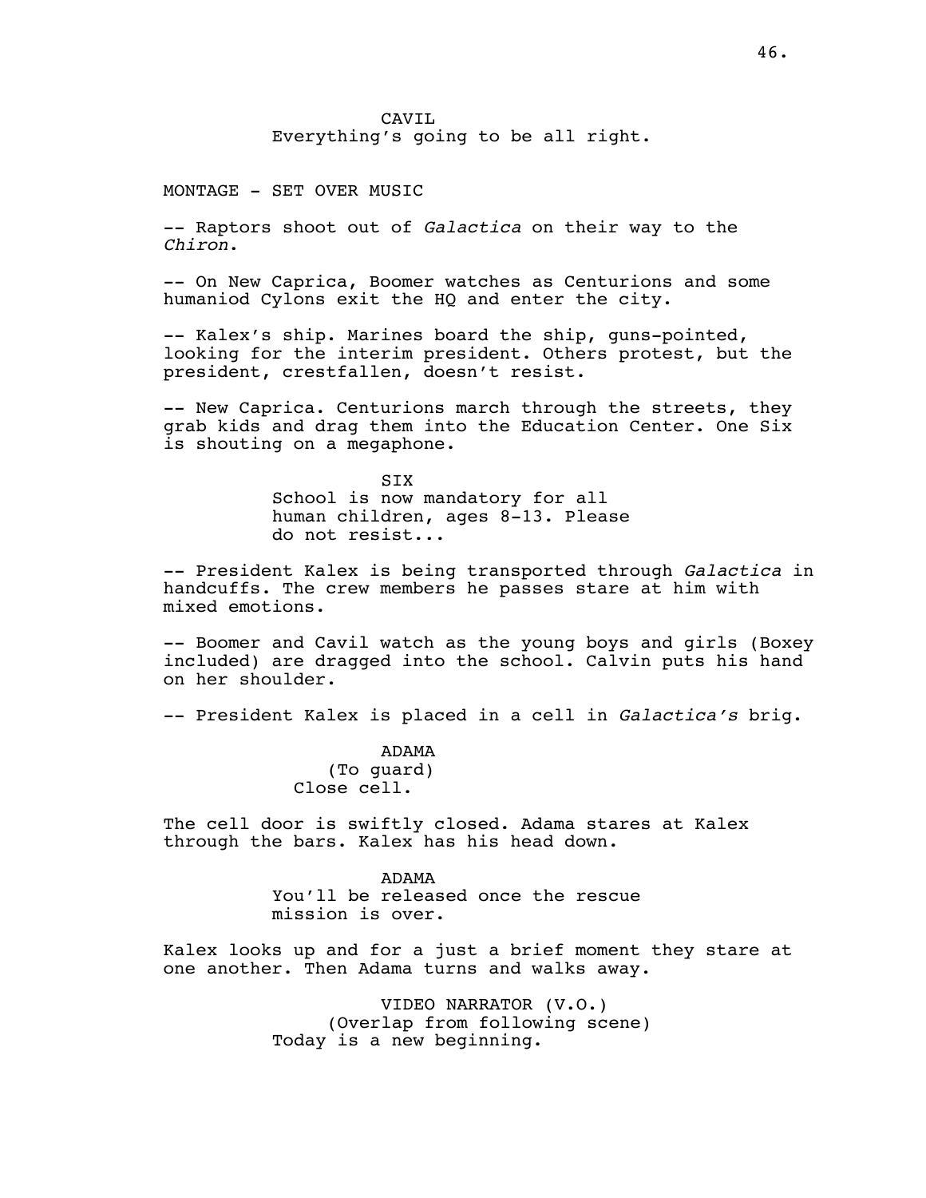CAVIL
Everything's going to be all right.

MONTAGE - SET OVER MUSIC

-- Raptors shoot out of *Galactica* on their way to the *Chiron*.

-- On New Caprica, Boomer watches as Centurions and some humaniod Cylons exit the HQ and enter the city.

-- Kalex's ship. Marines board the ship, guns-pointed, looking for the interim president. Others protest, but the president, crestfallen, doesn't resist.

-- New Caprica. Centurions march through the streets, they grab kids and drag them into the Education Center. One Six is shouting on a megaphone.

SIX
School is now mandatory for all human children, ages 8-13. Please do not resist...

-- President Kalex is being transported through *Galactica* in handcuffs. The crew members he passes stare at him with mixed emotions.

-- Boomer and Cavil watch as the young boys and girls (Boxey included) are dragged into the school. Calvin puts his hand on her shoulder.

-- President Kalex is placed in a cell in *Galactica's* brig.

ADAMA
(To guard)
Close cell.

The cell door is swiftly closed. Adama stares at Kalex through the bars. Kalex has his head down.

ADAMA
You'll be released once the rescue mission is over.

Kalex looks up and for a just a brief moment they stare at one another. Then Adama turns and walks away.

VIDEO NARRATOR (V.O.)
(Overlap from following scene)
Today is a new beginning.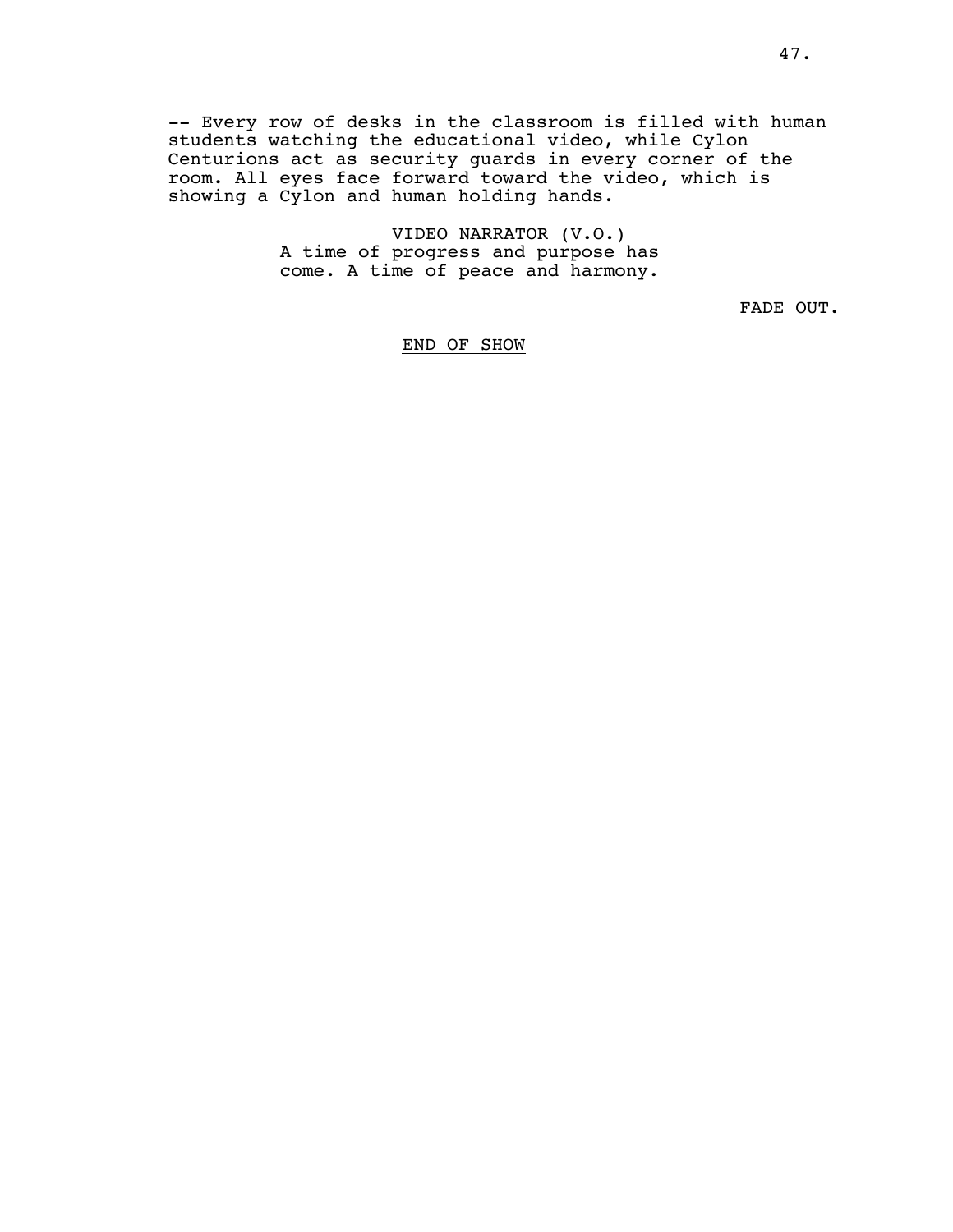-- Every row of desks in the classroom is filled with human students watching the educational video, while Cylon Centurions act as security guards in every corner of the room. All eyes face forward toward the video, which is showing a Cylon and human holding hands.

VIDEO NARRATOR (V.O.)
A time of progress and purpose has come. A time of peace and harmony.

FADE OUT.

<u>END OF SHOW</u>